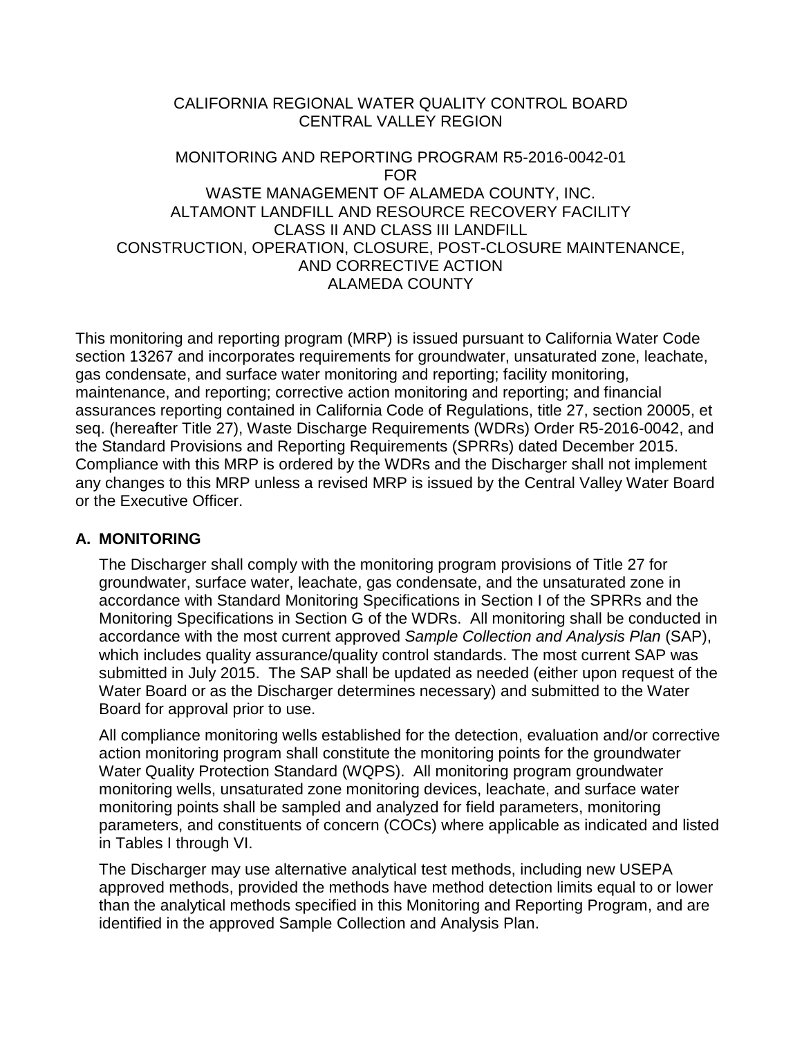CALIFORNIA REGIONAL WATER QUALITY CONTROL BOARD
CENTRAL VALLEY REGION

MONITORING AND REPORTING PROGRAM R5-2016-0042-01
FOR
WASTE MANAGEMENT OF ALAMEDA COUNTY, INC.
ALTAMONT LANDFILL AND RESOURCE RECOVERY FACILITY
CLASS II AND CLASS III LANDFILL
CONSTRUCTION, OPERATION, CLOSURE, POST-CLOSURE MAINTENANCE,
AND CORRECTIVE ACTION
ALAMEDA COUNTY

This monitoring and reporting program (MRP) is issued pursuant to California Water Code section 13267 and incorporates requirements for groundwater, unsaturated zone, leachate, gas condensate, and surface water monitoring and reporting; facility monitoring, maintenance, and reporting; corrective action monitoring and reporting; and financial assurances reporting contained in California Code of Regulations, title 27, section 20005, et seq. (hereafter Title 27), Waste Discharge Requirements (WDRs) Order R5-2016-0042, and the Standard Provisions and Reporting Requirements (SPRRs) dated December 2015. Compliance with this MRP is ordered by the WDRs and the Discharger shall not implement any changes to this MRP unless a revised MRP is issued by the Central Valley Water Board or the Executive Officer.

## A. MONITORING

The Discharger shall comply with the monitoring program provisions of Title 27 for groundwater, surface water, leachate, gas condensate, and the unsaturated zone in accordance with Standard Monitoring Specifications in Section I of the SPRRs and the Monitoring Specifications in Section G of the WDRs. All monitoring shall be conducted in accordance with the most current approved *Sample Collection and Analysis Plan* (SAP), which includes quality assurance/quality control standards. The most current SAP was submitted in July 2015. The SAP shall be updated as needed (either upon request of the Water Board or as the Discharger determines necessary) and submitted to the Water Board for approval prior to use.

All compliance monitoring wells established for the detection, evaluation and/or corrective action monitoring program shall constitute the monitoring points for the groundwater Water Quality Protection Standard (WQPS). All monitoring program groundwater monitoring wells, unsaturated zone monitoring devices, leachate, and surface water monitoring points shall be sampled and analyzed for field parameters, monitoring parameters, and constituents of concern (COCs) where applicable as indicated and listed in Tables I through VI.

The Discharger may use alternative analytical test methods, including new USEPA approved methods, provided the methods have method detection limits equal to or lower than the analytical methods specified in this Monitoring and Reporting Program, and are identified in the approved Sample Collection and Analysis Plan.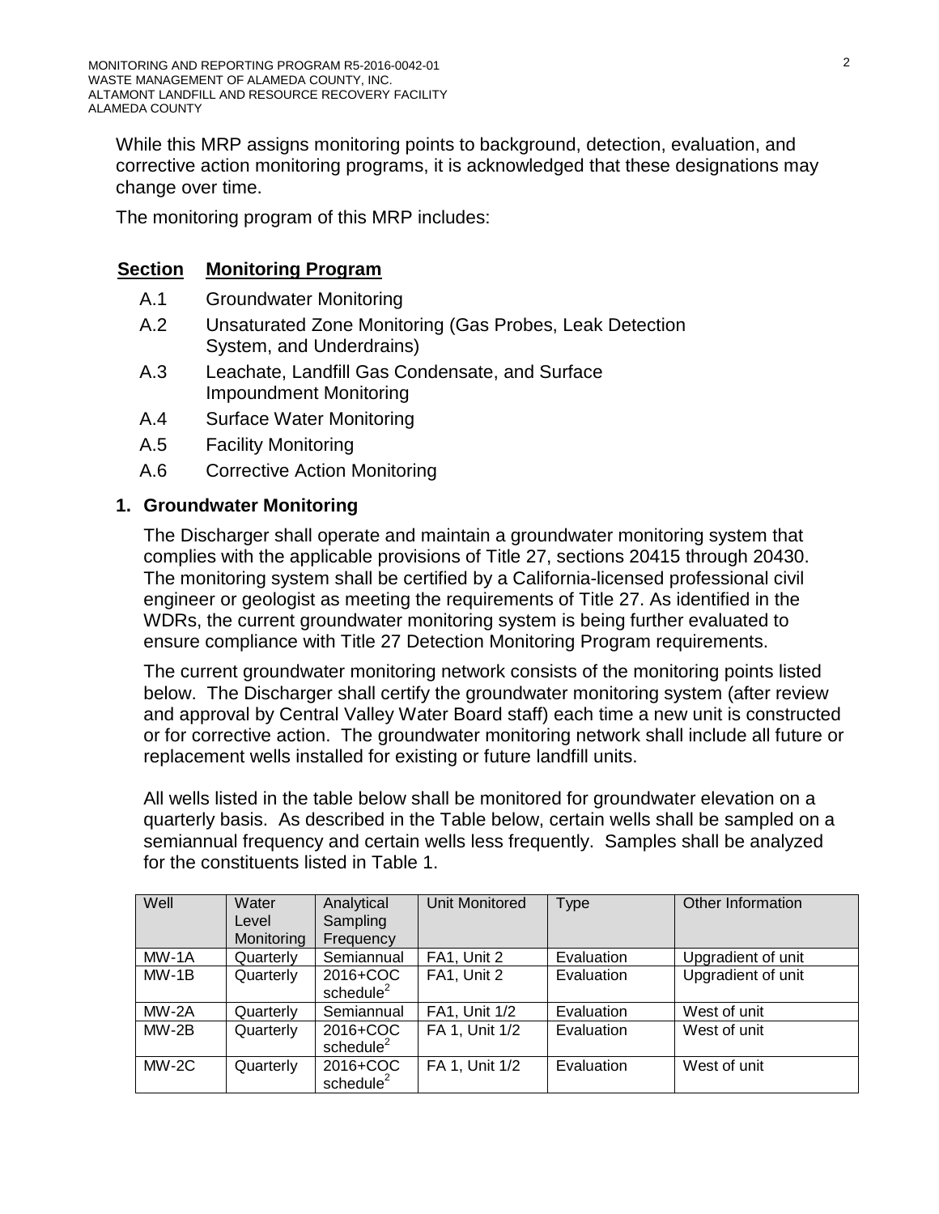While this MRP assigns monitoring points to background, detection, evaluation, and corrective action monitoring programs, it is acknowledged that these designations may change over time.

The monitoring program of this MRP includes:

| Section | Monitoring Program |
|---|---|
| A.1 | Groundwater Monitoring |
| A.2 | Unsaturated Zone Monitoring (Gas Probes, Leak Detection System, and Underdrains) |
| A.3 | Leachate, Landfill Gas Condensate, and Surface Impoundment Monitoring |
| A.4 | Surface Water Monitoring |
| A.5 | Facility Monitoring |
| A.6 | Corrective Action Monitoring |

## 1. Groundwater Monitoring

The Discharger shall operate and maintain a groundwater monitoring system that complies with the applicable provisions of Title 27, sections 20415 through 20430. The monitoring system shall be certified by a California-licensed professional civil engineer or geologist as meeting the requirements of Title 27. As identified in the WDRs, the current groundwater monitoring system is being further evaluated to ensure compliance with Title 27 Detection Monitoring Program requirements.

The current groundwater monitoring network consists of the monitoring points listed below. The Discharger shall certify the groundwater monitoring system (after review and approval by Central Valley Water Board staff) each time a new unit is constructed or for corrective action. The groundwater monitoring network shall include all future or replacement wells installed for existing or future landfill units.

All wells listed in the table below shall be monitored for groundwater elevation on a quarterly basis. As described in the Table below, certain wells shall be sampled on a semiannual frequency and certain wells less frequently. Samples shall be analyzed for the constituents listed in Table 1.

| Well | Water Level Monitoring | Analytical Sampling Frequency | Unit Monitored | Type | Other Information |
|---|---|---|---|---|---|
| MW-1A | Quarterly | Semiannual | FA1, Unit 2 | Evaluation | Upgradient of unit |
| MW-1B | Quarterly | 2016+COC schedule[2] | FA1, Unit 2 | Evaluation | Upgradient of unit |
| MW-2A | Quarterly | Semiannual | FA1, Unit 1/2 | Evaluation | West of unit |
| MW-2B | Quarterly | 2016+COC schedule[2] | FA 1, Unit 1/2 | Evaluation | West of unit |
| MW-2C | Quarterly | 2016+COC schedule[2] | FA 1, Unit 1/2 | Evaluation | West of unit |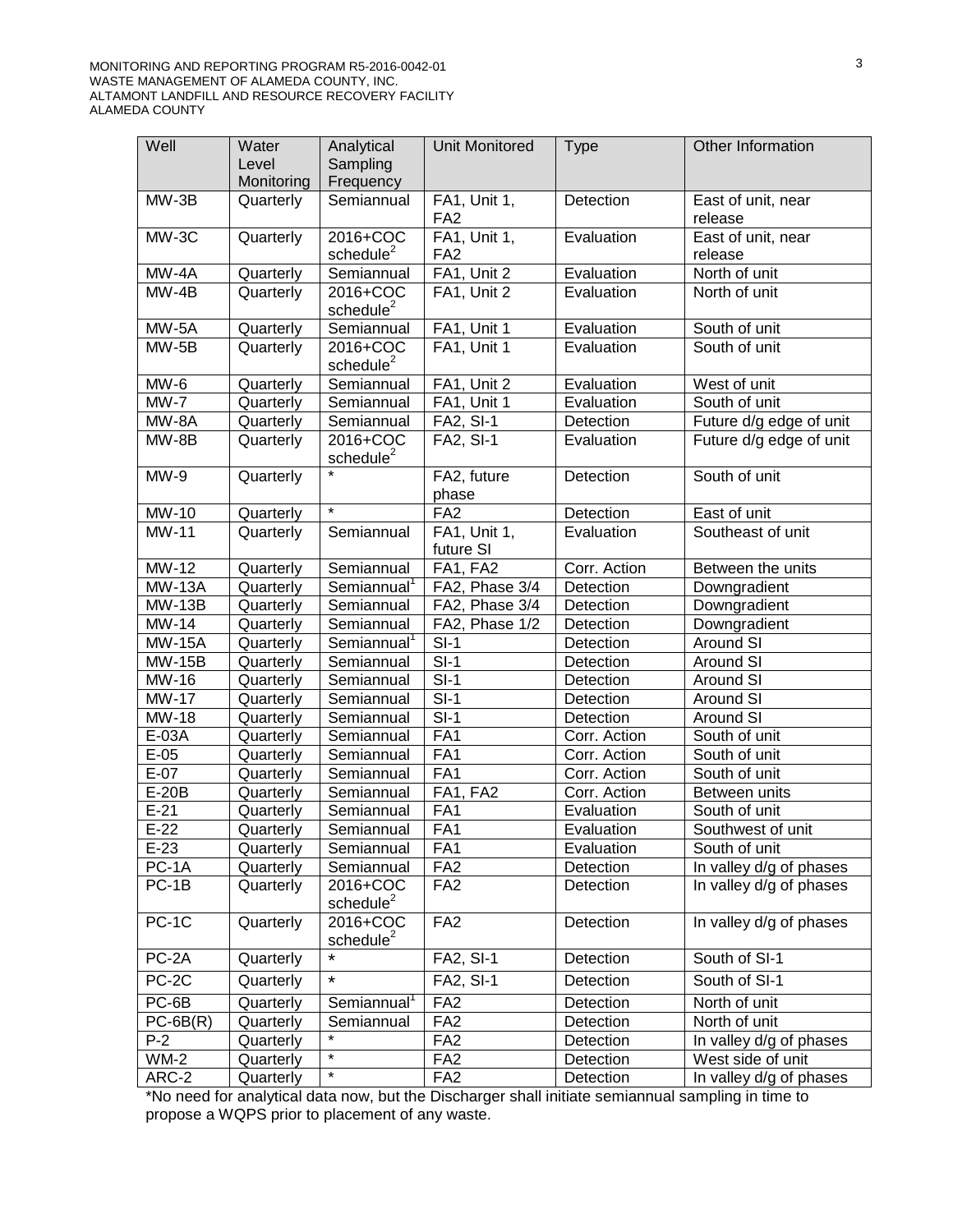| Well | Water Level Monitoring | Analytical Sampling Frequency | Unit Monitored | Type | Other Information |
|---|---|---|---|---|---|
| MW-3B | Quarterly | Semiannual | FA1, Unit 1, FA2 | Detection | East of unit, near release |
| MW-3C | Quarterly | 2016+COC schedule[2] | FA1, Unit 1, FA2 | Evaluation | East of unit, near release |
| MW-4A | Quarterly | Semiannual | FA1, Unit 2 | Evaluation | North of unit |
| MW-4B | Quarterly | 2016+COC schedule[2] | FA1, Unit 2 | Evaluation | North of unit |
| MW-5A | Quarterly | Semiannual | FA1, Unit 1 | Evaluation | South of unit |
| MW-5B | Quarterly | 2016+COC schedule[2] | FA1, Unit 1 | Evaluation | South of unit |
| MW-6 | Quarterly | Semiannual | FA1, Unit 2 | Evaluation | West of unit |
| MW-7 | Quarterly | Semiannual | FA1, Unit 1 | Evaluation | South of unit |
| MW-8A | Quarterly | Semiannual | FA2, SI-1 | Detection | Future d/g edge of unit |
| MW-8B | Quarterly | 2016+COC schedule[2] | FA2, SI-1 | Evaluation | Future d/g edge of unit |
| MW-9 | Quarterly | * | FA2, future phase | Detection | South of unit |
| MW-10 | Quarterly | * | FA2 | Detection | East of unit |
| MW-11 | Quarterly | Semiannual | FA1, Unit 1, future SI | Evaluation | Southeast of unit |
| MW-12 | Quarterly | Semiannual | FA1, FA2 | Corr. Action | Between the units |
| MW-13A | Quarterly | Semiannual[1] | FA2, Phase 3/4 | Detection | Downgradient |
| MW-13B | Quarterly | Semiannual | FA2, Phase 3/4 | Detection | Downgradient |
| MW-14 | Quarterly | Semiannual | FA2, Phase 1/2 | Detection | Downgradient |
| MW-15A | Quarterly | Semiannual[1] | SI-1 | Detection | Around SI |
| MW-15B | Quarterly | Semiannual | SI-1 | Detection | Around SI |
| MW-16 | Quarterly | Semiannual | SI-1 | Detection | Around SI |
| MW-17 | Quarterly | Semiannual | SI-1 | Detection | Around SI |
| MW-18 | Quarterly | Semiannual | SI-1 | Detection | Around SI |
| E-03A | Quarterly | Semiannual | FA1 | Corr. Action | South of unit |
| E-05 | Quarterly | Semiannual | FA1 | Corr. Action | South of unit |
| E-07 | Quarterly | Semiannual | FA1 | Corr. Action | South of unit |
| E-20B | Quarterly | Semiannual | FA1, FA2 | Corr. Action | Between units |
| E-21 | Quarterly | Semiannual | FA1 | Evaluation | South of unit |
| E-22 | Quarterly | Semiannual | FA1 | Evaluation | Southwest of unit |
| E-23 | Quarterly | Semiannual | FA1 | Evaluation | South of unit |
| PC-1A | Quarterly | Semiannual | FA2 | Detection | In valley d/g of phases |
| PC-1B | Quarterly | 2016+COC schedule[2] | FA2 | Detection | In valley d/g of phases |
| PC-1C | Quarterly | 2016+COC schedule[2] | FA2 | Detection | In valley d/g of phases |
| PC-2A | Quarterly | * | FA2, SI-1 | Detection | South of SI-1 |
| PC-2C | Quarterly | * | FA2, SI-1 | Detection | South of SI-1 |
| PC-6B | Quarterly | Semiannual[1] | FA2 | Detection | North of unit |
| PC-6B(R) | Quarterly | Semiannual | FA2 | Detection | North of unit |
| P-2 | Quarterly | * | FA2 | Detection | In valley d/g of phases |
| WM-2 | Quarterly | * | FA2 | Detection | West side of unit |
| ARC-2 | Quarterly | * | FA2 | Detection | In valley d/g of phases |

*No need for analytical data now, but the Discharger shall initiate semiannual sampling in time to propose a WQPS prior to placement of any waste.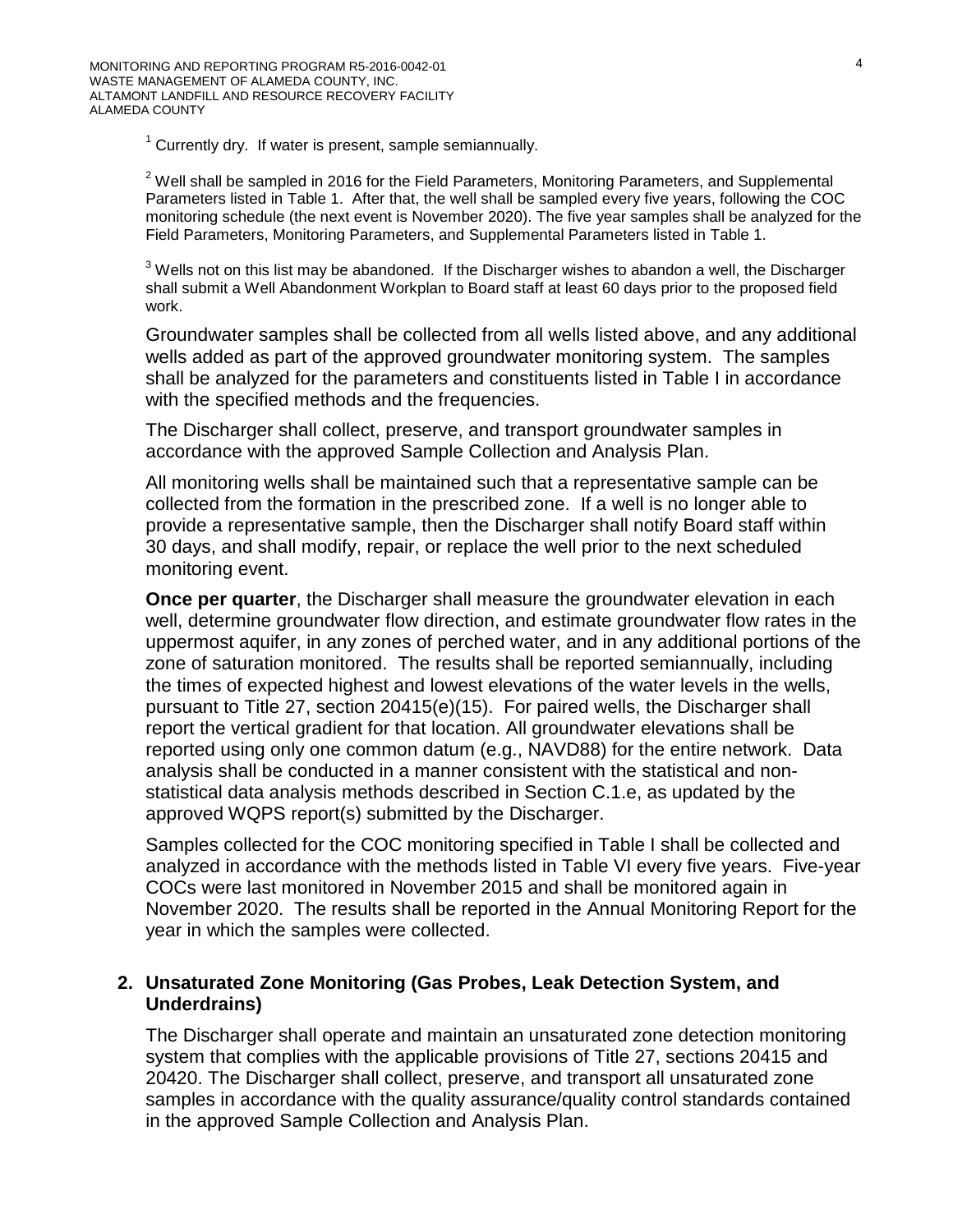[1] Currently dry. If water is present, sample semiannually.

[2] Well shall be sampled in 2016 for the Field Parameters, Monitoring Parameters, and Supplemental Parameters listed in Table 1. After that, the well shall be sampled every five years, following the COC monitoring schedule (the next event is November 2020). The five year samples shall be analyzed for the Field Parameters, Monitoring Parameters, and Supplemental Parameters listed in Table 1.

[3] Wells not on this list may be abandoned. If the Discharger wishes to abandon a well, the Discharger shall submit a Well Abandonment Workplan to Board staff at least 60 days prior to the proposed field work.

Groundwater samples shall be collected from all wells listed above, and any additional wells added as part of the approved groundwater monitoring system. The samples shall be analyzed for the parameters and constituents listed in Table I in accordance with the specified methods and the frequencies.

The Discharger shall collect, preserve, and transport groundwater samples in accordance with the approved Sample Collection and Analysis Plan.

All monitoring wells shall be maintained such that a representative sample can be collected from the formation in the prescribed zone. If a well is no longer able to provide a representative sample, then the Discharger shall notify Board staff within 30 days, and shall modify, repair, or replace the well prior to the next scheduled monitoring event.

**Once per quarter**, the Discharger shall measure the groundwater elevation in each well, determine groundwater flow direction, and estimate groundwater flow rates in the uppermost aquifer, in any zones of perched water, and in any additional portions of the zone of saturation monitored. The results shall be reported semiannually, including the times of expected highest and lowest elevations of the water levels in the wells, pursuant to Title 27, section 20415(e)(15). For paired wells, the Discharger shall report the vertical gradient for that location. All groundwater elevations shall be reported using only one common datum (e.g., NAVD88) for the entire network. Data analysis shall be conducted in a manner consistent with the statistical and non-statistical data analysis methods described in Section C.1.e, as updated by the approved WQPS report(s) submitted by the Discharger.

Samples collected for the COC monitoring specified in Table I shall be collected and analyzed in accordance with the methods listed in Table VI every five years. Five-year COCs were last monitored in November 2015 and shall be monitored again in November 2020. The results shall be reported in the Annual Monitoring Report for the year in which the samples were collected.

### 2. Unsaturated Zone Monitoring (Gas Probes, Leak Detection System, and Underdrains)

The Discharger shall operate and maintain an unsaturated zone detection monitoring system that complies with the applicable provisions of Title 27, sections 20415 and 20420. The Discharger shall collect, preserve, and transport all unsaturated zone samples in accordance with the quality assurance/quality control standards contained in the approved Sample Collection and Analysis Plan.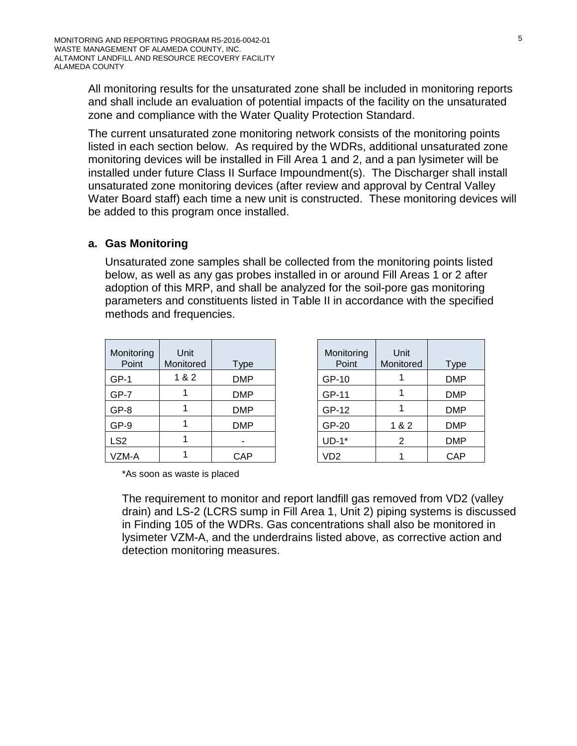All monitoring results for the unsaturated zone shall be included in monitoring reports and shall include an evaluation of potential impacts of the facility on the unsaturated zone and compliance with the Water Quality Protection Standard.

The current unsaturated zone monitoring network consists of the monitoring points listed in each section below. As required by the WDRs, additional unsaturated zone monitoring devices will be installed in Fill Area 1 and 2, and a pan lysimeter will be installed under future Class II Surface Impoundment(s). The Discharger shall install unsaturated zone monitoring devices (after review and approval by Central Valley Water Board staff) each time a new unit is constructed. These monitoring devices will be added to this program once installed.

### a. Gas Monitoring

Unsaturated zone samples shall be collected from the monitoring points listed below, as well as any gas probes installed in or around Fill Areas 1 or 2 after adoption of this MRP, and shall be analyzed for the soil-pore gas monitoring parameters and constituents listed in Table II in accordance with the specified methods and frequencies.

| Monitoring Point | Unit Monitored | Type |
|---|---|---|
| GP-1 | 1 & 2 | DMP |
| GP-7 | 1 | DMP |
| GP-8 | 1 | DMP |
| GP-9 | 1 | DMP |
| LS2 | 1 | - |
| VZM-A | 1 | CAP |

| Monitoring Point | Unit Monitored | Type |
|---|---|---|
| GP-10 | 1 | DMP |
| GP-11 | 1 | DMP |
| GP-12 | 1 | DMP |
| GP-20 | 1 & 2 | DMP |
| UD-1* | 2 | DMP |
| VD2 | 1 | CAP |

*As soon as waste is placed

The requirement to monitor and report landfill gas removed from VD2 (valley drain) and LS-2 (LCRS sump in Fill Area 1, Unit 2) piping systems is discussed in Finding 105 of the WDRs. Gas concentrations shall also be monitored in lysimeter VZM-A, and the underdrains listed above, as corrective action and detection monitoring measures.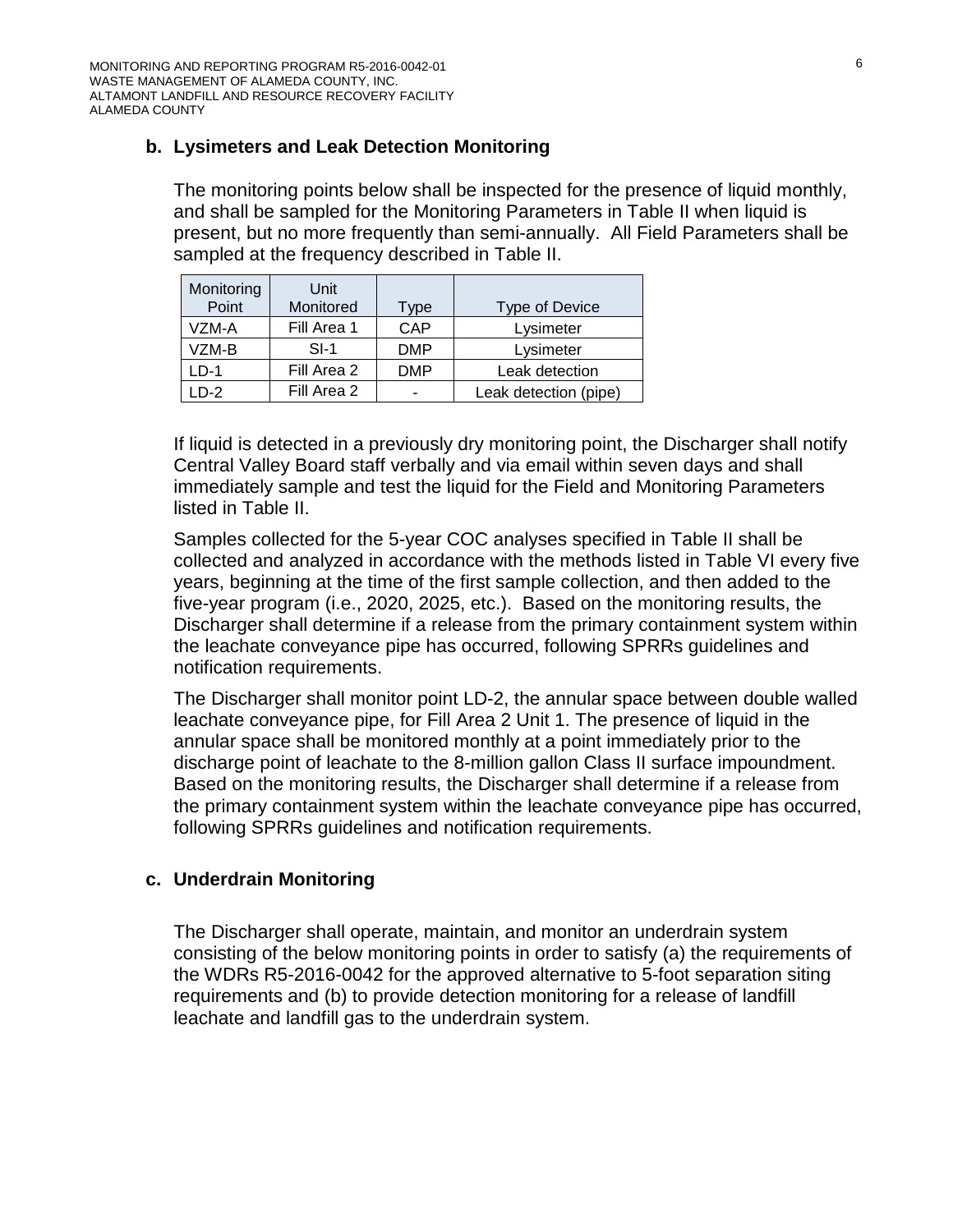### b. Lysimeters and Leak Detection Monitoring

The monitoring points below shall be inspected for the presence of liquid monthly, and shall be sampled for the Monitoring Parameters in Table II when liquid is present, but no more frequently than semi-annually. All Field Parameters shall be sampled at the frequency described in Table II.

| Monitoring Point | Unit Monitored | Type | Type of Device |
|---|---|---|---|
| VZM-A | Fill Area 1 | CAP | Lysimeter |
| VZM-B | SI-1 | DMP | Lysimeter |
| LD-1 | Fill Area 2 | DMP | Leak detection |
| LD-2 | Fill Area 2 | - | Leak detection (pipe) |

If liquid is detected in a previously dry monitoring point, the Discharger shall notify Central Valley Board staff verbally and via email within seven days and shall immediately sample and test the liquid for the Field and Monitoring Parameters listed in Table II.

Samples collected for the 5-year COC analyses specified in Table II shall be collected and analyzed in accordance with the methods listed in Table VI every five years, beginning at the time of the first sample collection, and then added to the five-year program (i.e., 2020, 2025, etc.). Based on the monitoring results, the Discharger shall determine if a release from the primary containment system within the leachate conveyance pipe has occurred, following SPRRs guidelines and notification requirements.

The Discharger shall monitor point LD-2, the annular space between double walled leachate conveyance pipe, for Fill Area 2 Unit 1. The presence of liquid in the annular space shall be monitored monthly at a point immediately prior to the discharge point of leachate to the 8-million gallon Class II surface impoundment. Based on the monitoring results, the Discharger shall determine if a release from the primary containment system within the leachate conveyance pipe has occurred, following SPRRs guidelines and notification requirements.

### c. Underdrain Monitoring

The Discharger shall operate, maintain, and monitor an underdrain system consisting of the below monitoring points in order to satisfy (a) the requirements of the WDRs R5-2016-0042 for the approved alternative to 5-foot separation siting requirements and (b) to provide detection monitoring for a release of landfill leachate and landfill gas to the underdrain system.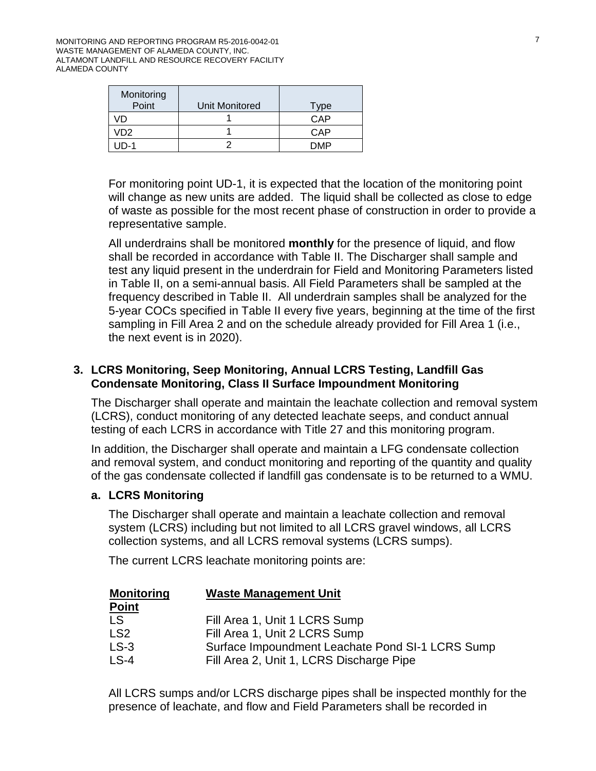| Monitoring Point | Unit Monitored | Type |
|---|---|---|
| VD | 1 | CAP |
| VD2 | 1 | CAP |
| UD-1 | 2 | DMP |

For monitoring point UD-1, it is expected that the location of the monitoring point will change as new units are added. The liquid shall be collected as close to edge of waste as possible for the most recent phase of construction in order to provide a representative sample.

All underdrains shall be monitored **monthly** for the presence of liquid, and flow shall be recorded in accordance with Table II. The Discharger shall sample and test any liquid present in the underdrain for Field and Monitoring Parameters listed in Table II, on a semi-annual basis. All Field Parameters shall be sampled at the frequency described in Table II. All underdrain samples shall be analyzed for the 5-year COCs specified in Table II every five years, beginning at the time of the first sampling in Fill Area 2 and on the schedule already provided for Fill Area 1 (i.e., the next event is in 2020).

### 3. LCRS Monitoring, Seep Monitoring, Annual LCRS Testing, Landfill Gas Condensate Monitoring, Class II Surface Impoundment Monitoring

The Discharger shall operate and maintain the leachate collection and removal system (LCRS), conduct monitoring of any detected leachate seeps, and conduct annual testing of each LCRS in accordance with Title 27 and this monitoring program.

In addition, the Discharger shall operate and maintain a LFG condensate collection and removal system, and conduct monitoring and reporting of the quantity and quality of the gas condensate collected if landfill gas condensate is to be returned to a WMU.

#### a. LCRS Monitoring

The Discharger shall operate and maintain a leachate collection and removal system (LCRS) including but not limited to all LCRS gravel windows, all LCRS collection systems, and all LCRS removal systems (LCRS sumps).

The current LCRS leachate monitoring points are:

| Monitoring Point | Waste Management Unit |
|---|---|
| LS | Fill Area 1, Unit 1 LCRS Sump |
| LS2 | Fill Area 1, Unit 2 LCRS Sump |
| LS-3 | Surface Impoundment Leachate Pond SI-1 LCRS Sump |
| LS-4 | Fill Area 2, Unit 1, LCRS Discharge Pipe |

All LCRS sumps and/or LCRS discharge pipes shall be inspected monthly for the presence of leachate, and flow and Field Parameters shall be recorded in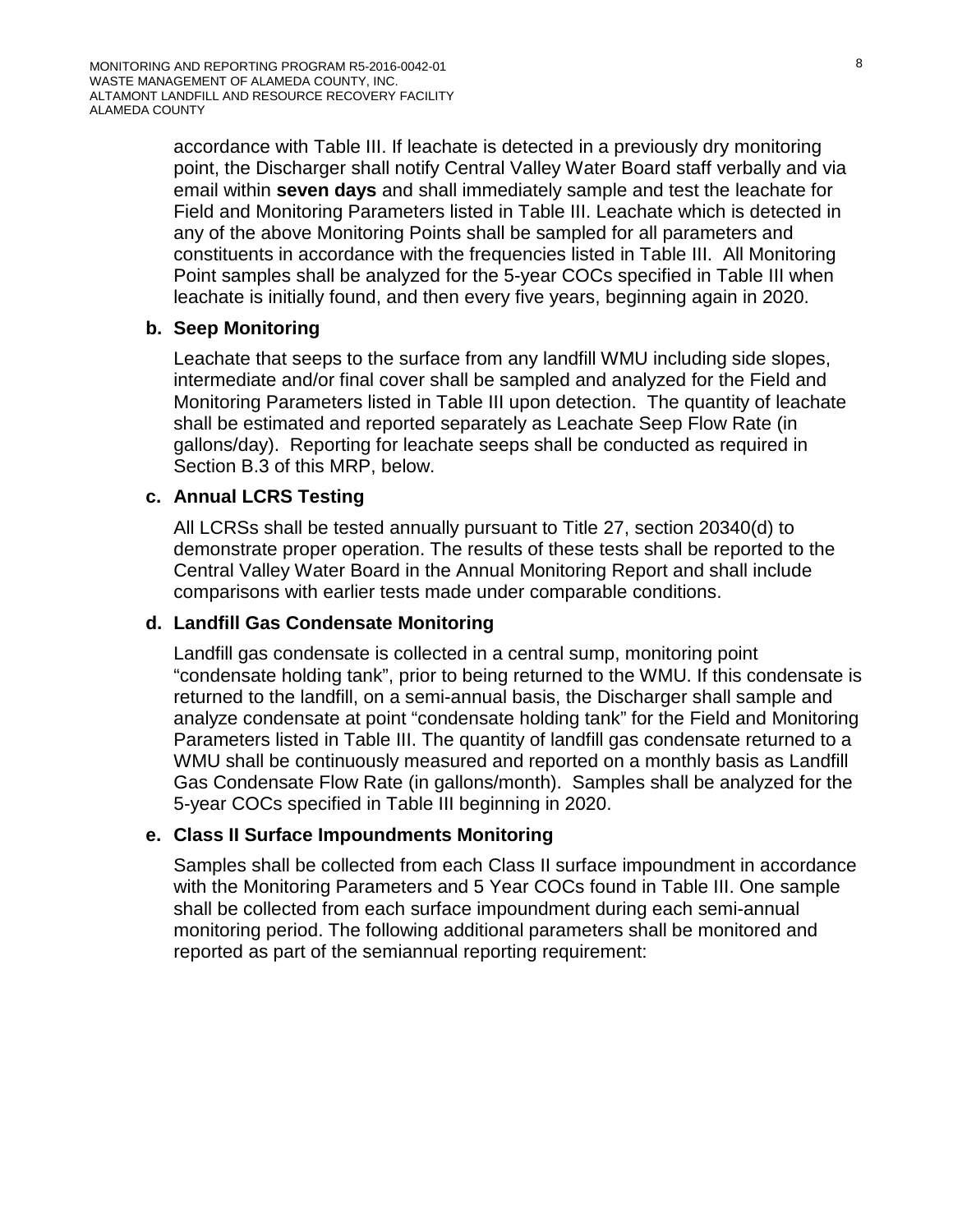accordance with Table III. If leachate is detected in a previously dry monitoring point, the Discharger shall notify Central Valley Water Board staff verbally and via email within **seven days** and shall immediately sample and test the leachate for Field and Monitoring Parameters listed in Table III. Leachate which is detected in any of the above Monitoring Points shall be sampled for all parameters and constituents in accordance with the frequencies listed in Table III. All Monitoring Point samples shall be analyzed for the 5-year COCs specified in Table III when leachate is initially found, and then every five years, beginning again in 2020.

**b. Seep Monitoring**

Leachate that seeps to the surface from any landfill WMU including side slopes, intermediate and/or final cover shall be sampled and analyzed for the Field and Monitoring Parameters listed in Table III upon detection. The quantity of leachate shall be estimated and reported separately as Leachate Seep Flow Rate (in gallons/day). Reporting for leachate seeps shall be conducted as required in Section B.3 of this MRP, below.

**c. Annual LCRS Testing**

All LCRSs shall be tested annually pursuant to Title 27, section 20340(d) to demonstrate proper operation. The results of these tests shall be reported to the Central Valley Water Board in the Annual Monitoring Report and shall include comparisons with earlier tests made under comparable conditions.

**d. Landfill Gas Condensate Monitoring**

Landfill gas condensate is collected in a central sump, monitoring point "condensate holding tank", prior to being returned to the WMU. If this condensate is returned to the landfill, on a semi-annual basis, the Discharger shall sample and analyze condensate at point "condensate holding tank" for the Field and Monitoring Parameters listed in Table III. The quantity of landfill gas condensate returned to a WMU shall be continuously measured and reported on a monthly basis as Landfill Gas Condensate Flow Rate (in gallons/month). Samples shall be analyzed for the 5-year COCs specified in Table III beginning in 2020.

**e. Class II Surface Impoundments Monitoring**

Samples shall be collected from each Class II surface impoundment in accordance with the Monitoring Parameters and 5 Year COCs found in Table III. One sample shall be collected from each surface impoundment during each semi-annual monitoring period. The following additional parameters shall be monitored and reported as part of the semiannual reporting requirement: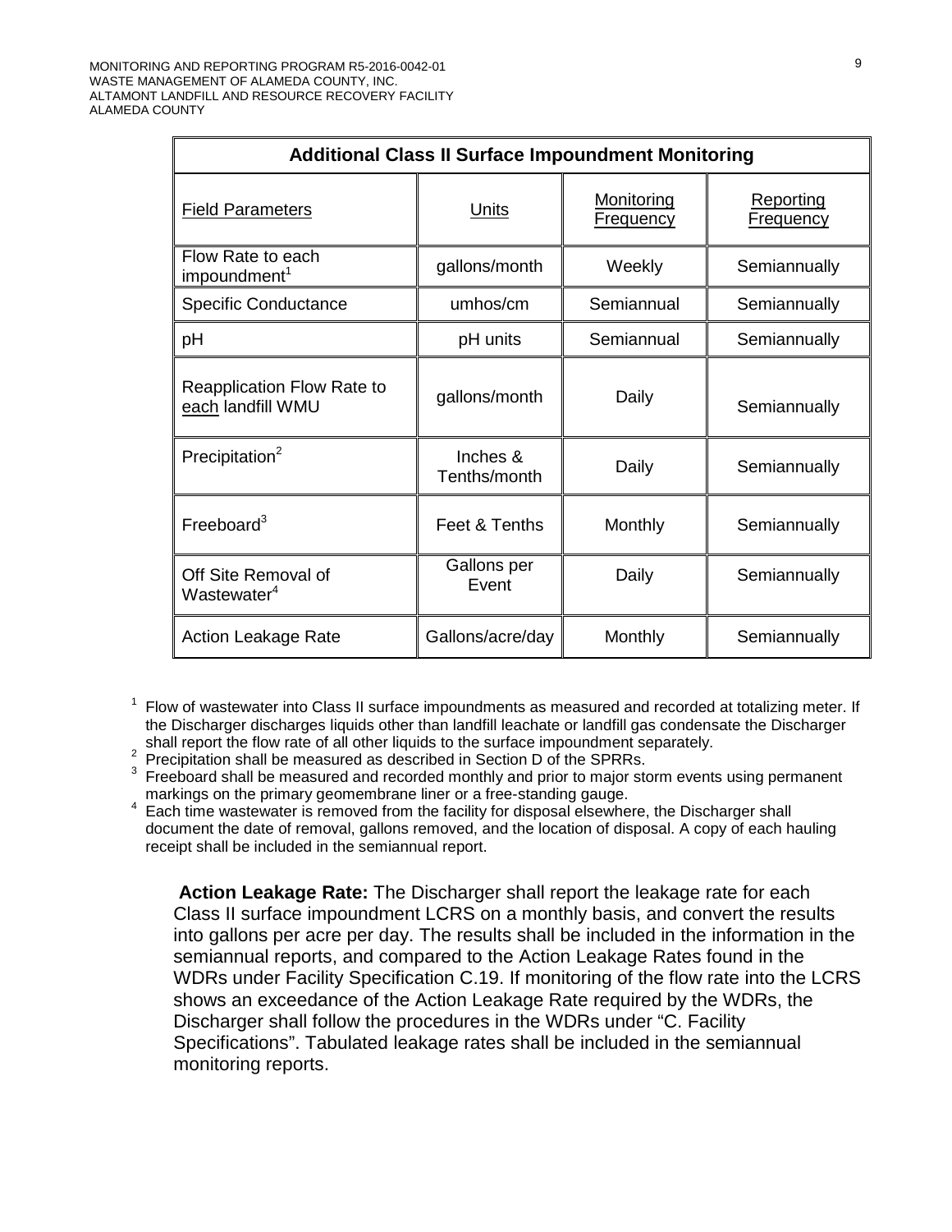| Additional Class II Surface Impoundment Monitoring | | | |
|---|---|---|---|
| Field Parameters | Units | Monitoring Frequency | Reporting Frequency |
| Flow Rate to each impoundment[1] | gallons/month | Weekly | Semiannually |
| Specific Conductance | umhos/cm | Semiannual | Semiannually |
| pH | pH units | Semiannual | Semiannually |
| Reapplication Flow Rate to each landfill WMU | gallons/month | Daily | Semiannually |
| Precipitation[2] | Inches & Tenths/month | Daily | Semiannually |
| Freeboard[3] | Feet & Tenths | Monthly | Semiannually |
| Off Site Removal of Wastewater[4] | Gallons per Event | Daily | Semiannually |
| Action Leakage Rate | Gallons/acre/day | Monthly | Semiannually |

[1] Flow of wastewater into Class II surface impoundments as measured and recorded at totalizing meter. If the Discharger discharges liquids other than landfill leachate or landfill gas condensate the Discharger shall report the flow rate of all other liquids to the surface impoundment separately.

[2] Precipitation shall be measured as described in Section D of the SPRRs.

[3] Freeboard shall be measured and recorded monthly and prior to major storm events using permanent markings on the primary geomembrane liner or a free-standing gauge.

[4] Each time wastewater is removed from the facility for disposal elsewhere, the Discharger shall document the date of removal, gallons removed, and the location of disposal. A copy of each hauling receipt shall be included in the semiannual report.

**Action Leakage Rate:** The Discharger shall report the leakage rate for each Class II surface impoundment LCRS on a monthly basis, and convert the results into gallons per acre per day. The results shall be included in the information in the semiannual reports, and compared to the Action Leakage Rates found in the WDRs under Facility Specification C.19. If monitoring of the flow rate into the LCRS shows an exceedance of the Action Leakage Rate required by the WDRs, the Discharger shall follow the procedures in the WDRs under "C. Facility Specifications". Tabulated leakage rates shall be included in the semiannual monitoring reports.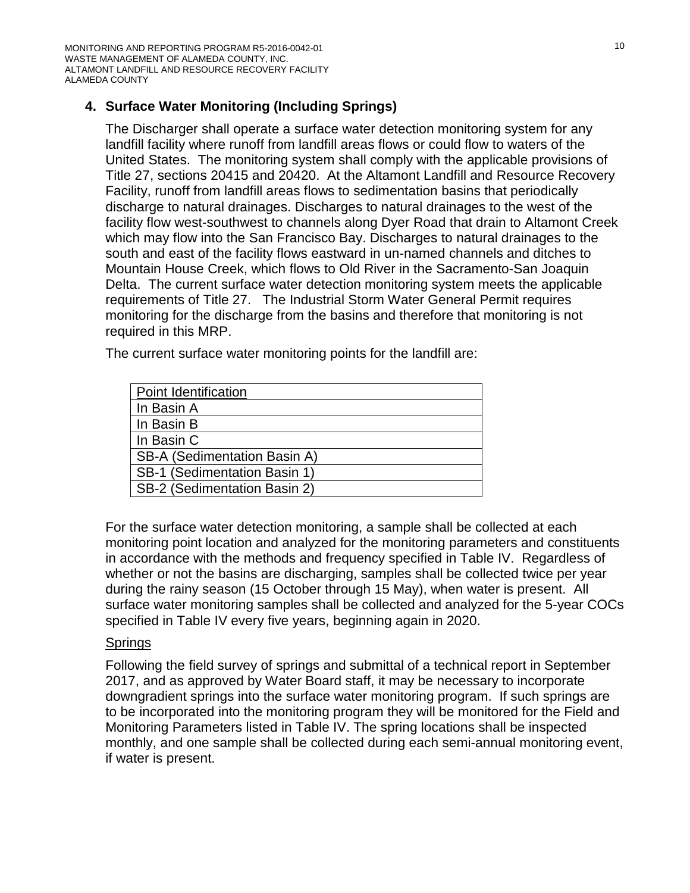## 4. Surface Water Monitoring (Including Springs)

The Discharger shall operate a surface water detection monitoring system for any landfill facility where runoff from landfill areas flows or could flow to waters of the United States. The monitoring system shall comply with the applicable provisions of Title 27, sections 20415 and 20420. At the Altamont Landfill and Resource Recovery Facility, runoff from landfill areas flows to sedimentation basins that periodically discharge to natural drainages. Discharges to natural drainages to the west of the facility flow west-southwest to channels along Dyer Road that drain to Altamont Creek which may flow into the San Francisco Bay. Discharges to natural drainages to the south and east of the facility flows eastward in un-named channels and ditches to Mountain House Creek, which flows to Old River in the Sacramento-San Joaquin Delta. The current surface water detection monitoring system meets the applicable requirements of Title 27. The Industrial Storm Water General Permit requires monitoring for the discharge from the basins and therefore that monitoring is not required in this MRP.

The current surface water monitoring points for the landfill are:

| Point Identification |
|---|
| In Basin A |
| In Basin B |
| In Basin C |
| SB-A (Sedimentation Basin A) |
| SB-1 (Sedimentation Basin 1) |
| SB-2 (Sedimentation Basin 2) |

For the surface water detection monitoring, a sample shall be collected at each monitoring point location and analyzed for the monitoring parameters and constituents in accordance with the methods and frequency specified in Table IV. Regardless of whether or not the basins are discharging, samples shall be collected twice per year during the rainy season (15 October through 15 May), when water is present. All surface water monitoring samples shall be collected and analyzed for the 5-year COCs specified in Table IV every five years, beginning again in 2020.

Springs

Following the field survey of springs and submittal of a technical report in September 2017, and as approved by Water Board staff, it may be necessary to incorporate downgradient springs into the surface water monitoring program. If such springs are to be incorporated into the monitoring program they will be monitored for the Field and Monitoring Parameters listed in Table IV. The spring locations shall be inspected monthly, and one sample shall be collected during each semi-annual monitoring event, if water is present.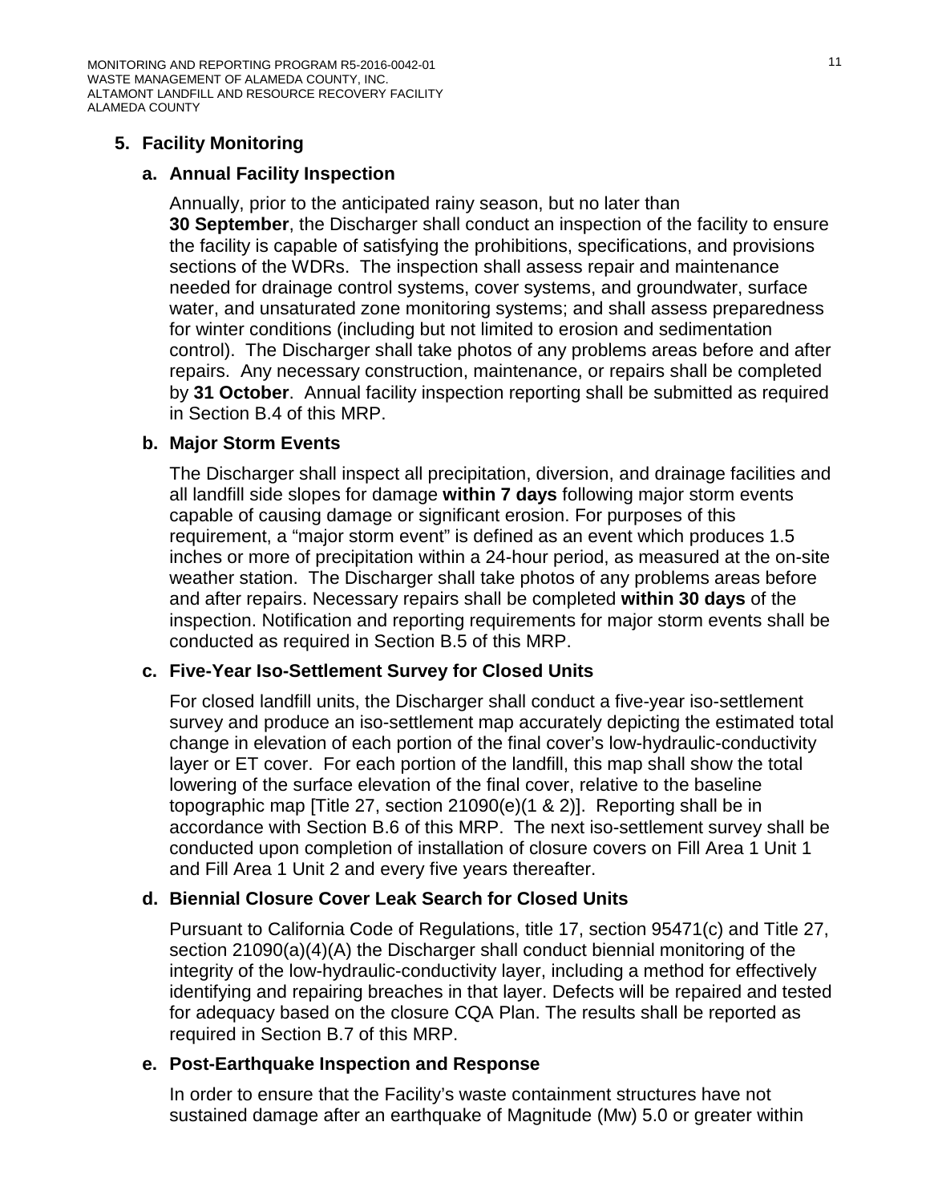## 5. Facility Monitoring

### a. Annual Facility Inspection

Annually, prior to the anticipated rainy season, but no later than **30 September**, the Discharger shall conduct an inspection of the facility to ensure the facility is capable of satisfying the prohibitions, specifications, and provisions sections of the WDRs. The inspection shall assess repair and maintenance needed for drainage control systems, cover systems, and groundwater, surface water, and unsaturated zone monitoring systems; and shall assess preparedness for winter conditions (including but not limited to erosion and sedimentation control). The Discharger shall take photos of any problems areas before and after repairs. Any necessary construction, maintenance, or repairs shall be completed by **31 October**. Annual facility inspection reporting shall be submitted as required in Section B.4 of this MRP.

### b. Major Storm Events

The Discharger shall inspect all precipitation, diversion, and drainage facilities and all landfill side slopes for damage **within 7 days** following major storm events capable of causing damage or significant erosion. For purposes of this requirement, a "major storm event" is defined as an event which produces 1.5 inches or more of precipitation within a 24-hour period, as measured at the on-site weather station. The Discharger shall take photos of any problems areas before and after repairs. Necessary repairs shall be completed **within 30 days** of the inspection. Notification and reporting requirements for major storm events shall be conducted as required in Section B.5 of this MRP.

### c. Five-Year Iso-Settlement Survey for Closed Units

For closed landfill units, the Discharger shall conduct a five-year iso-settlement survey and produce an iso-settlement map accurately depicting the estimated total change in elevation of each portion of the final cover's low-hydraulic-conductivity layer or ET cover. For each portion of the landfill, this map shall show the total lowering of the surface elevation of the final cover, relative to the baseline topographic map [Title 27, section 21090(e)(1 & 2)]. Reporting shall be in accordance with Section B.6 of this MRP. The next iso-settlement survey shall be conducted upon completion of installation of closure covers on Fill Area 1 Unit 1 and Fill Area 1 Unit 2 and every five years thereafter.

### d. Biennial Closure Cover Leak Search for Closed Units

Pursuant to California Code of Regulations, title 17, section 95471(c) and Title 27, section 21090(a)(4)(A) the Discharger shall conduct biennial monitoring of the integrity of the low-hydraulic-conductivity layer, including a method for effectively identifying and repairing breaches in that layer. Defects will be repaired and tested for adequacy based on the closure CQA Plan. The results shall be reported as required in Section B.7 of this MRP.

### e. Post-Earthquake Inspection and Response

In order to ensure that the Facility's waste containment structures have not sustained damage after an earthquake of Magnitude (Mw) 5.0 or greater within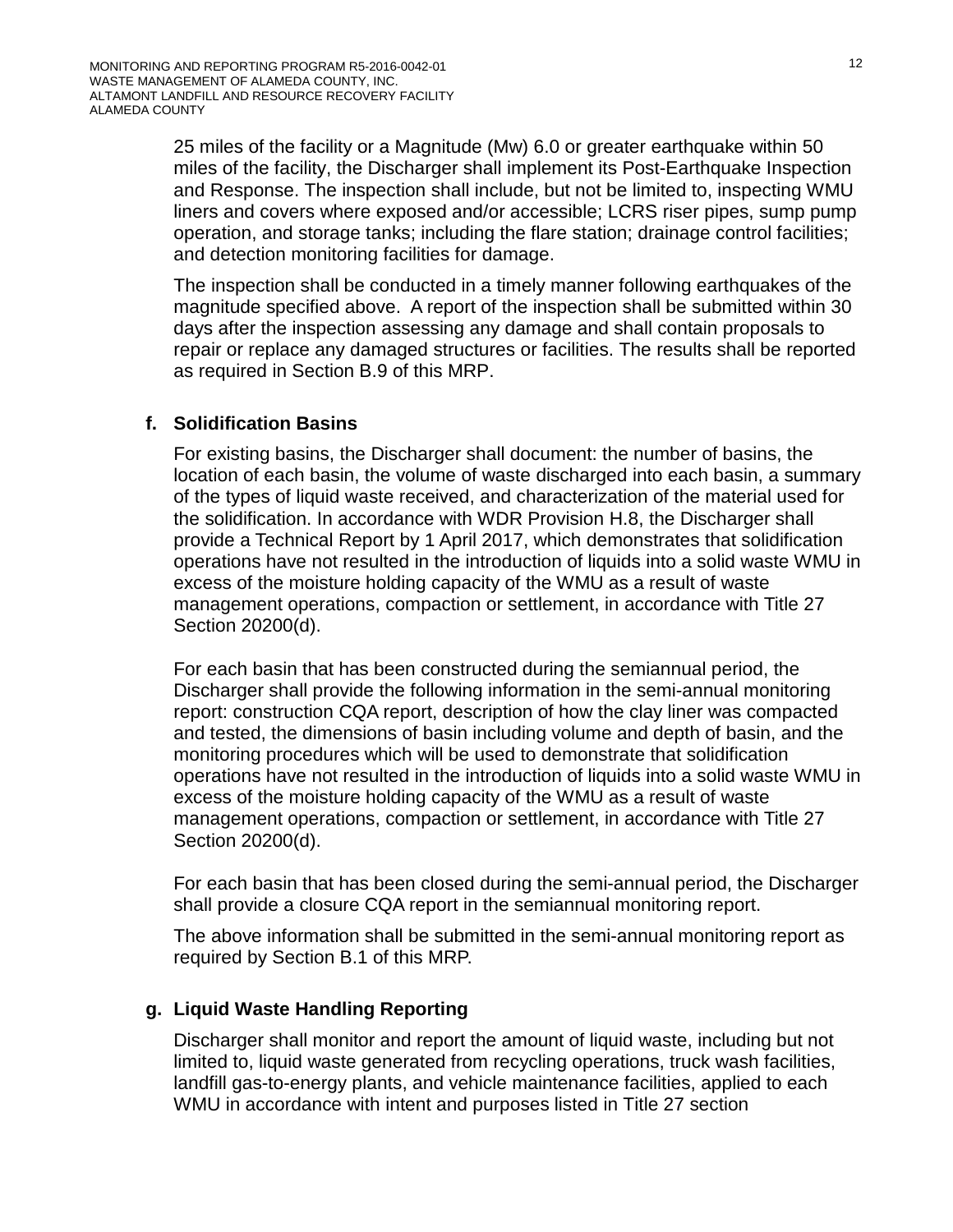25 miles of the facility or a Magnitude (Mw) 6.0 or greater earthquake within 50 miles of the facility, the Discharger shall implement its Post-Earthquake Inspection and Response. The inspection shall include, but not be limited to, inspecting WMU liners and covers where exposed and/or accessible; LCRS riser pipes, sump pump operation, and storage tanks; including the flare station; drainage control facilities; and detection monitoring facilities for damage.

The inspection shall be conducted in a timely manner following earthquakes of the magnitude specified above. A report of the inspection shall be submitted within 30 days after the inspection assessing any damage and shall contain proposals to repair or replace any damaged structures or facilities. The results shall be reported as required in Section B.9 of this MRP.

**f. Solidification Basins**

For existing basins, the Discharger shall document: the number of basins, the location of each basin, the volume of waste discharged into each basin, a summary of the types of liquid waste received, and characterization of the material used for the solidification. In accordance with WDR Provision H.8, the Discharger shall provide a Technical Report by 1 April 2017, which demonstrates that solidification operations have not resulted in the introduction of liquids into a solid waste WMU in excess of the moisture holding capacity of the WMU as a result of waste management operations, compaction or settlement, in accordance with Title 27 Section 20200(d).

For each basin that has been constructed during the semiannual period, the Discharger shall provide the following information in the semi-annual monitoring report: construction CQA report, description of how the clay liner was compacted and tested, the dimensions of basin including volume and depth of basin, and the monitoring procedures which will be used to demonstrate that solidification operations have not resulted in the introduction of liquids into a solid waste WMU in excess of the moisture holding capacity of the WMU as a result of waste management operations, compaction or settlement, in accordance with Title 27 Section 20200(d).

For each basin that has been closed during the semi-annual period, the Discharger shall provide a closure CQA report in the semiannual monitoring report.

The above information shall be submitted in the semi-annual monitoring report as required by Section B.1 of this MRP.

**g. Liquid Waste Handling Reporting**

Discharger shall monitor and report the amount of liquid waste, including but not limited to, liquid waste generated from recycling operations, truck wash facilities, landfill gas-to-energy plants, and vehicle maintenance facilities, applied to each WMU in accordance with intent and purposes listed in Title 27 section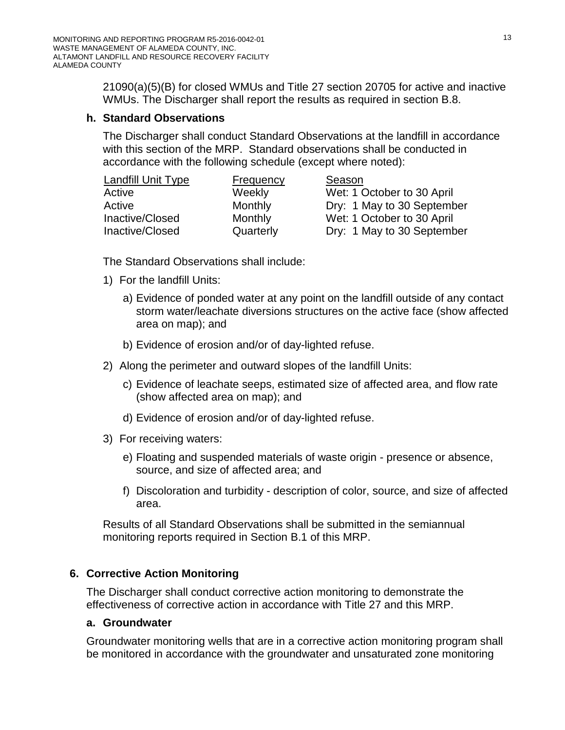21090(a)(5)(B) for closed WMUs and Title 27 section 20705 for active and inactive WMUs. The Discharger shall report the results as required in section B.8.

### h. Standard Observations

The Discharger shall conduct Standard Observations at the landfill in accordance with this section of the MRP. Standard observations shall be conducted in accordance with the following schedule (except where noted):

| Landfill Unit Type | Frequency | Season |
|---|---|---|
| Active | Weekly | Wet: 1 October to 30 April |
| Active | Monthly | Dry: 1 May to 30 September |
| Inactive/Closed | Monthly | Wet: 1 October to 30 April |
| Inactive/Closed | Quarterly | Dry: 1 May to 30 September |

The Standard Observations shall include:

1) For the landfill Units:

   a) Evidence of ponded water at any point on the landfill outside of any contact storm water/leachate diversions structures on the active face (show affected area on map); and

   b) Evidence of erosion and/or of day-lighted refuse.

2) Along the perimeter and outward slopes of the landfill Units:

   c) Evidence of leachate seeps, estimated size of affected area, and flow rate (show affected area on map); and

   d) Evidence of erosion and/or of day-lighted refuse.

3) For receiving waters:

   e) Floating and suspended materials of waste origin - presence or absence, source, and size of affected area; and

   f) Discoloration and turbidity - description of color, source, and size of affected area.

Results of all Standard Observations shall be submitted in the semiannual monitoring reports required in Section B.1 of this MRP.

## 6. Corrective Action Monitoring

The Discharger shall conduct corrective action monitoring to demonstrate the effectiveness of corrective action in accordance with Title 27 and this MRP.

### a. Groundwater

Groundwater monitoring wells that are in a corrective action monitoring program shall be monitored in accordance with the groundwater and unsaturated zone monitoring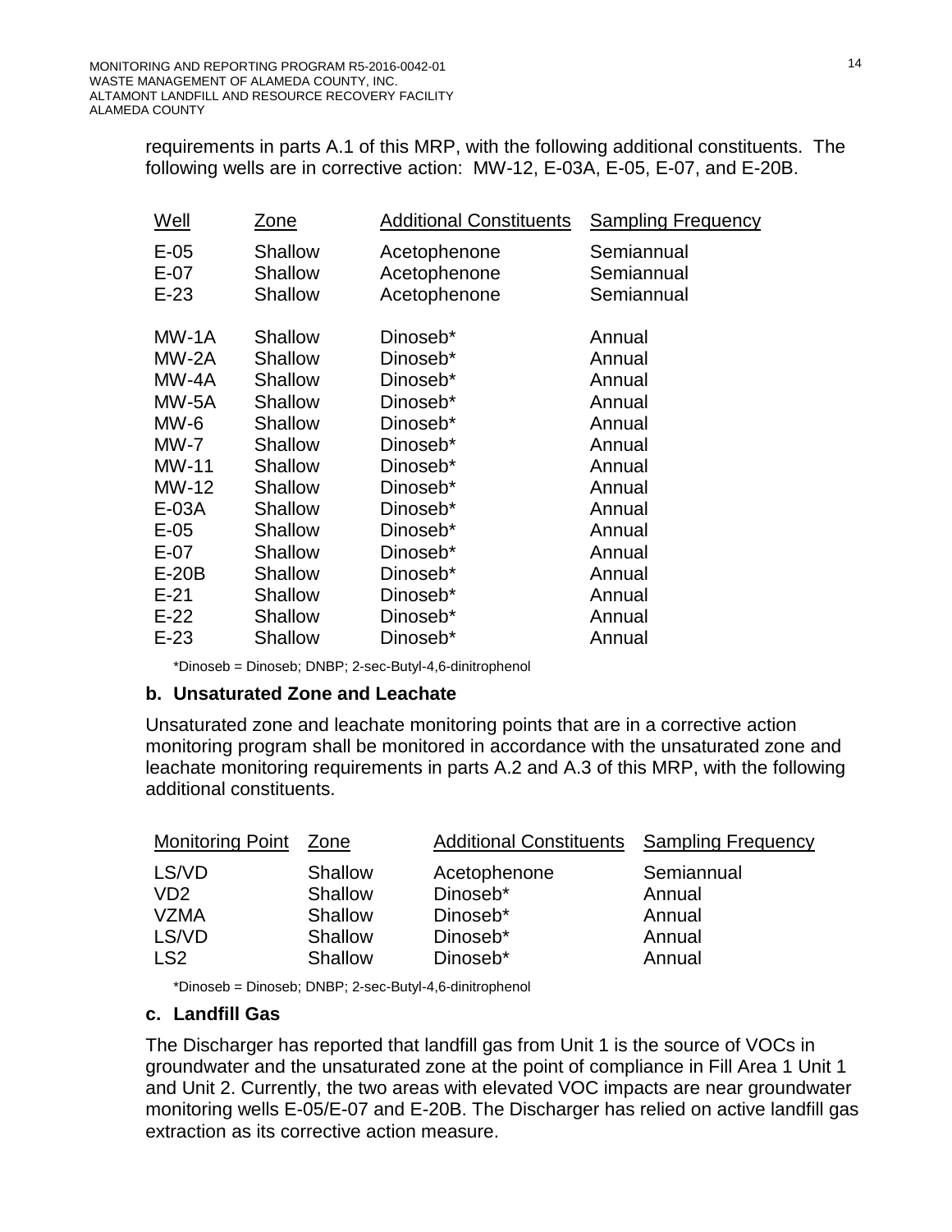requirements in parts A.1 of this MRP, with the following additional constituents. The following wells are in corrective action: MW-12, E-03A, E-05, E-07, and E-20B.

| Well | Zone | Additional Constituents | Sampling Frequency |
|---|---|---|---|
| E-05 | Shallow | Acetophenone | Semiannual |
| E-07 | Shallow | Acetophenone | Semiannual |
| E-23 | Shallow | Acetophenone | Semiannual |
| MW-1A | Shallow | Dinoseb* | Annual |
| MW-2A | Shallow | Dinoseb* | Annual |
| MW-4A | Shallow | Dinoseb* | Annual |
| MW-5A | Shallow | Dinoseb* | Annual |
| MW-6 | Shallow | Dinoseb* | Annual |
| MW-7 | Shallow | Dinoseb* | Annual |
| MW-11 | Shallow | Dinoseb* | Annual |
| MW-12 | Shallow | Dinoseb* | Annual |
| E-03A | Shallow | Dinoseb* | Annual |
| E-05 | Shallow | Dinoseb* | Annual |
| E-07 | Shallow | Dinoseb* | Annual |
| E-20B | Shallow | Dinoseb* | Annual |
| E-21 | Shallow | Dinoseb* | Annual |
| E-22 | Shallow | Dinoseb* | Annual |
| E-23 | Shallow | Dinoseb* | Annual |

*Dinoseb = Dinoseb; DNBP; 2-sec-Butyl-4,6-dinitrophenol

### b. Unsaturated Zone and Leachate

Unsaturated zone and leachate monitoring points that are in a corrective action monitoring program shall be monitored in accordance with the unsaturated zone and leachate monitoring requirements in parts A.2 and A.3 of this MRP, with the following additional constituents.

| Monitoring Point | Zone | Additional Constituents | Sampling Frequency |
|---|---|---|---|
| LS/VD | Shallow | Acetophenone | Semiannual |
| VD2 | Shallow | Dinoseb* | Annual |
| VZMA | Shallow | Dinoseb* | Annual |
| LS/VD | Shallow | Dinoseb* | Annual |
| LS2 | Shallow | Dinoseb* | Annual |

*Dinoseb = Dinoseb; DNBP; 2-sec-Butyl-4,6-dinitrophenol

### c. Landfill Gas

The Discharger has reported that landfill gas from Unit 1 is the source of VOCs in groundwater and the unsaturated zone at the point of compliance in Fill Area 1 Unit 1 and Unit 2. Currently, the two areas with elevated VOC impacts are near groundwater monitoring wells E-05/E-07 and E-20B. The Discharger has relied on active landfill gas extraction as its corrective action measure.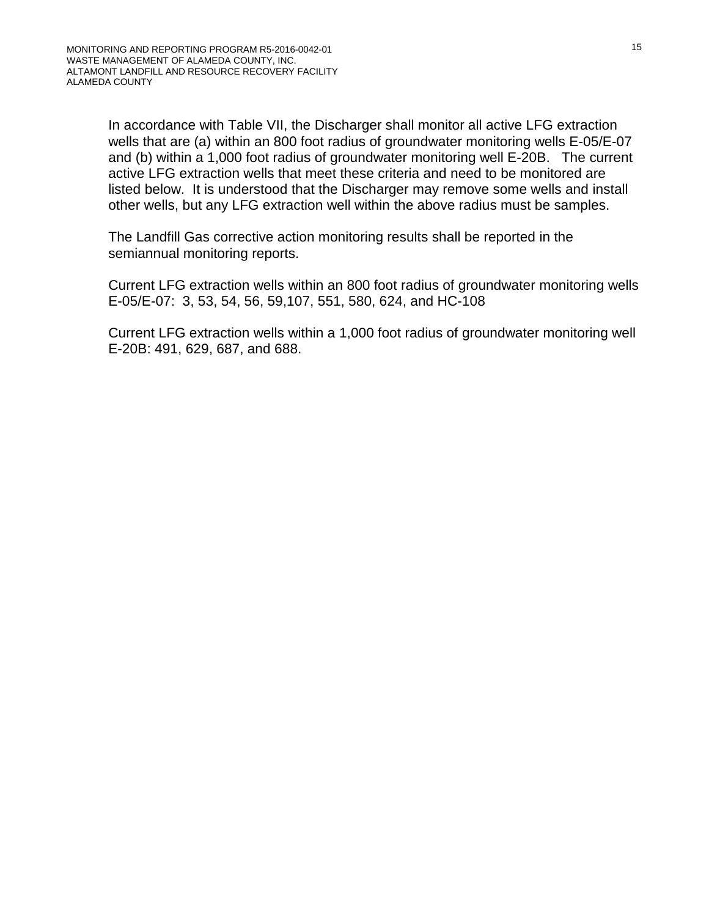In accordance with Table VII, the Discharger shall monitor all active LFG extraction wells that are (a) within an 800 foot radius of groundwater monitoring wells E-05/E-07 and (b) within a 1,000 foot radius of groundwater monitoring well E-20B. The current active LFG extraction wells that meet these criteria and need to be monitored are listed below. It is understood that the Discharger may remove some wells and install other wells, but any LFG extraction well within the above radius must be samples.

The Landfill Gas corrective action monitoring results shall be reported in the semiannual monitoring reports.

Current LFG extraction wells within an 800 foot radius of groundwater monitoring wells E-05/E-07: 3, 53, 54, 56, 59,107, 551, 580, 624, and HC-108

Current LFG extraction wells within a 1,000 foot radius of groundwater monitoring well E-20B: 491, 629, 687, and 688.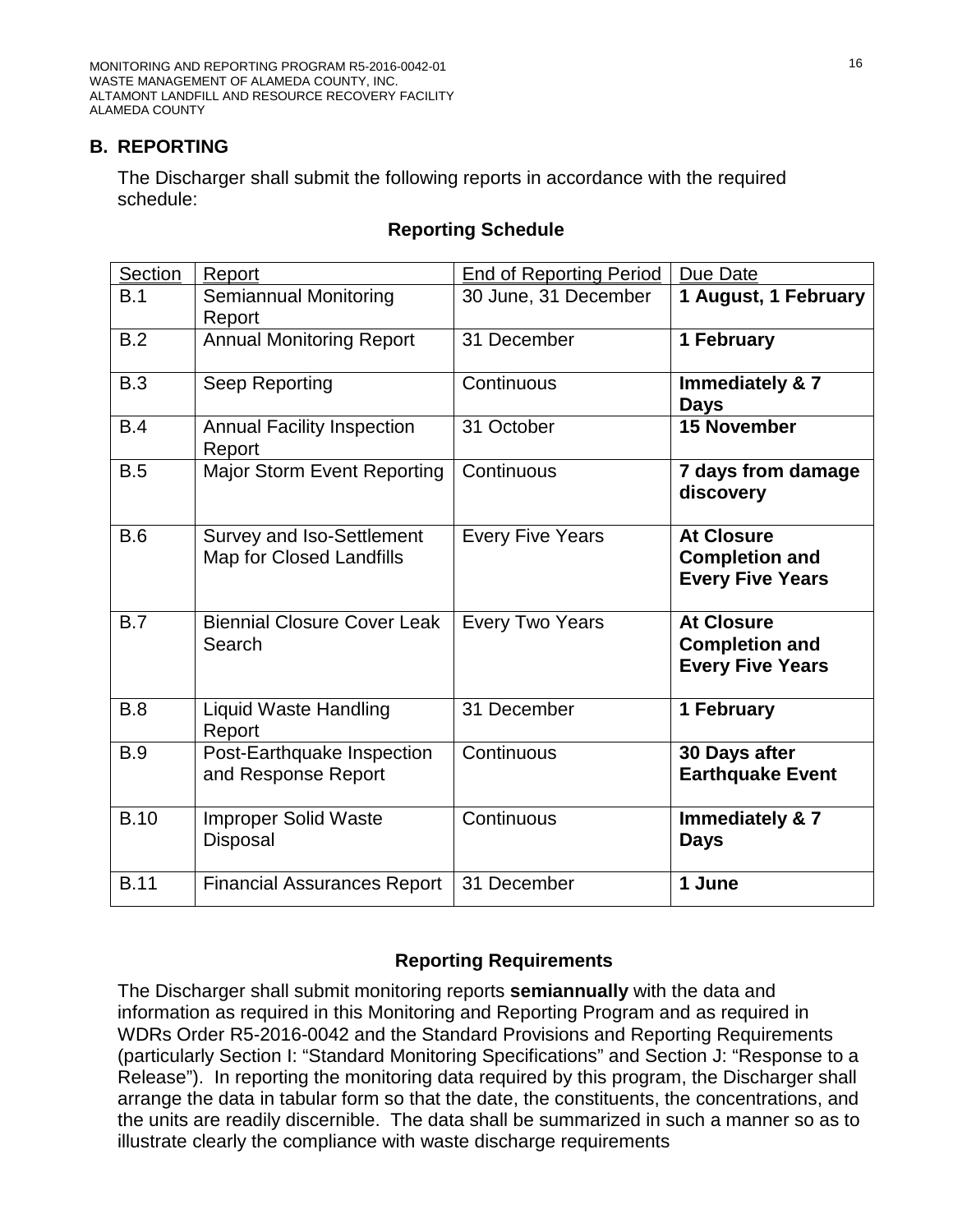## B. REPORTING

The Discharger shall submit the following reports in accordance with the required schedule:

**Reporting Schedule**

| Section | Report | End of Reporting Period | Due Date |
|---|---|---|---|
| B.1 | Semiannual Monitoring Report | 30 June, 31 December | **1 August, 1 February** |
| B.2 | Annual Monitoring Report | 31 December | **1 February** |
| B.3 | Seep Reporting | Continuous | **Immediately & 7 Days** |
| B.4 | Annual Facility Inspection Report | 31 October | **15 November** |
| B.5 | Major Storm Event Reporting | Continuous | **7 days from damage discovery** |
| B.6 | Survey and Iso-Settlement Map for Closed Landfills | Every Five Years | **At Closure Completion and Every Five Years** |
| B.7 | Biennial Closure Cover Leak Search | Every Two Years | **At Closure Completion and Every Five Years** |
| B.8 | Liquid Waste Handling Report | 31 December | **1 February** |
| B.9 | Post-Earthquake Inspection and Response Report | Continuous | **30 Days after Earthquake Event** |
| B.10 | Improper Solid Waste Disposal | Continuous | **Immediately & 7 Days** |
| B.11 | Financial Assurances Report | 31 December | **1 June** |

**Reporting Requirements**

The Discharger shall submit monitoring reports **semiannually** with the data and information as required in this Monitoring and Reporting Program and as required in WDRs Order R5-2016-0042 and the Standard Provisions and Reporting Requirements (particularly Section I: "Standard Monitoring Specifications" and Section J: "Response to a Release"). In reporting the monitoring data required by this program, the Discharger shall arrange the data in tabular form so that the date, the constituents, the concentrations, and the units are readily discernible. The data shall be summarized in such a manner so as to illustrate clearly the compliance with waste discharge requirements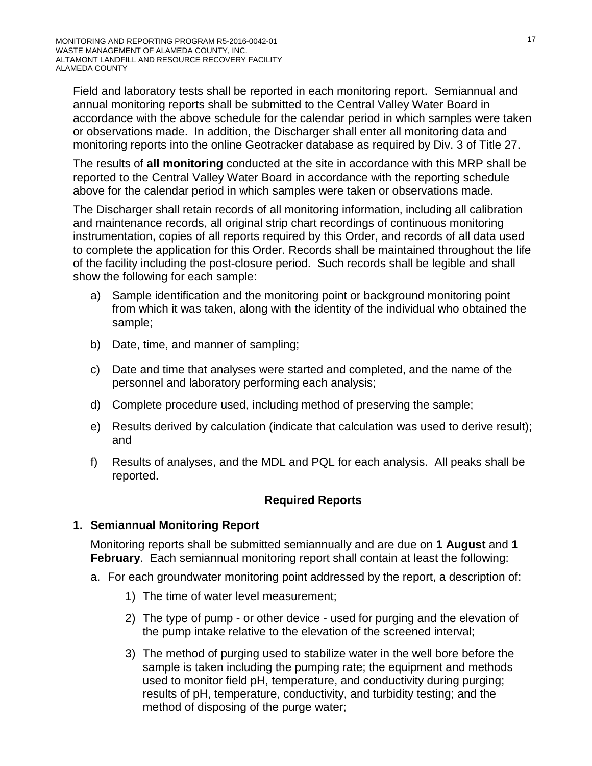Field and laboratory tests shall be reported in each monitoring report. Semiannual and annual monitoring reports shall be submitted to the Central Valley Water Board in accordance with the above schedule for the calendar period in which samples were taken or observations made. In addition, the Discharger shall enter all monitoring data and monitoring reports into the online Geotracker database as required by Div. 3 of Title 27.

The results of **all monitoring** conducted at the site in accordance with this MRP shall be reported to the Central Valley Water Board in accordance with the reporting schedule above for the calendar period in which samples were taken or observations made.

The Discharger shall retain records of all monitoring information, including all calibration and maintenance records, all original strip chart recordings of continuous monitoring instrumentation, copies of all reports required by this Order, and records of all data used to complete the application for this Order. Records shall be maintained throughout the life of the facility including the post-closure period. Such records shall be legible and shall show the following for each sample:

a) Sample identification and the monitoring point or background monitoring point from which it was taken, along with the identity of the individual who obtained the sample;

b) Date, time, and manner of sampling;

c) Date and time that analyses were started and completed, and the name of the personnel and laboratory performing each analysis;

d) Complete procedure used, including method of preserving the sample;

e) Results derived by calculation (indicate that calculation was used to derive result); and

f) Results of analyses, and the MDL and PQL for each analysis. All peaks shall be reported.

## Required Reports

### 1. Semiannual Monitoring Report

Monitoring reports shall be submitted semiannually and are due on **1 August** and **1 February**. Each semiannual monitoring report shall contain at least the following:

a. For each groundwater monitoring point addressed by the report, a description of:

1) The time of water level measurement;

2) The type of pump - or other device - used for purging and the elevation of the pump intake relative to the elevation of the screened interval;

3) The method of purging used to stabilize water in the well bore before the sample is taken including the pumping rate; the equipment and methods used to monitor field pH, temperature, and conductivity during purging; results of pH, temperature, conductivity, and turbidity testing; and the method of disposing of the purge water;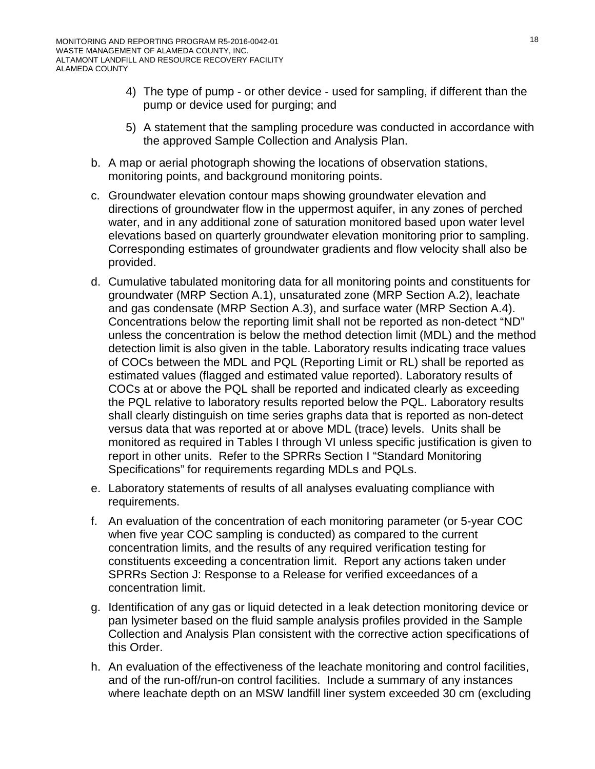4) The type of pump - or other device - used for sampling, if different than the pump or device used for purging; and

5) A statement that the sampling procedure was conducted in accordance with the approved Sample Collection and Analysis Plan.

b. A map or aerial photograph showing the locations of observation stations, monitoring points, and background monitoring points.

c. Groundwater elevation contour maps showing groundwater elevation and directions of groundwater flow in the uppermost aquifer, in any zones of perched water, and in any additional zone of saturation monitored based upon water level elevations based on quarterly groundwater elevation monitoring prior to sampling. Corresponding estimates of groundwater gradients and flow velocity shall also be provided.

d. Cumulative tabulated monitoring data for all monitoring points and constituents for groundwater (MRP Section A.1), unsaturated zone (MRP Section A.2), leachate and gas condensate (MRP Section A.3), and surface water (MRP Section A.4). Concentrations below the reporting limit shall not be reported as non-detect "ND" unless the concentration is below the method detection limit (MDL) and the method detection limit is also given in the table. Laboratory results indicating trace values of COCs between the MDL and PQL (Reporting Limit or RL) shall be reported as estimated values (flagged and estimated value reported). Laboratory results of COCs at or above the PQL shall be reported and indicated clearly as exceeding the PQL relative to laboratory results reported below the PQL. Laboratory results shall clearly distinguish on time series graphs data that is reported as non-detect versus data that was reported at or above MDL (trace) levels. Units shall be monitored as required in Tables I through VI unless specific justification is given to report in other units. Refer to the SPRRs Section I "Standard Monitoring Specifications" for requirements regarding MDLs and PQLs.

e. Laboratory statements of results of all analyses evaluating compliance with requirements.

f. An evaluation of the concentration of each monitoring parameter (or 5-year COC when five year COC sampling is conducted) as compared to the current concentration limits, and the results of any required verification testing for constituents exceeding a concentration limit. Report any actions taken under SPRRs Section J: Response to a Release for verified exceedances of a concentration limit.

g. Identification of any gas or liquid detected in a leak detection monitoring device or pan lysimeter based on the fluid sample analysis profiles provided in the Sample Collection and Analysis Plan consistent with the corrective action specifications of this Order.

h. An evaluation of the effectiveness of the leachate monitoring and control facilities, and of the run-off/run-on control facilities. Include a summary of any instances where leachate depth on an MSW landfill liner system exceeded 30 cm (excluding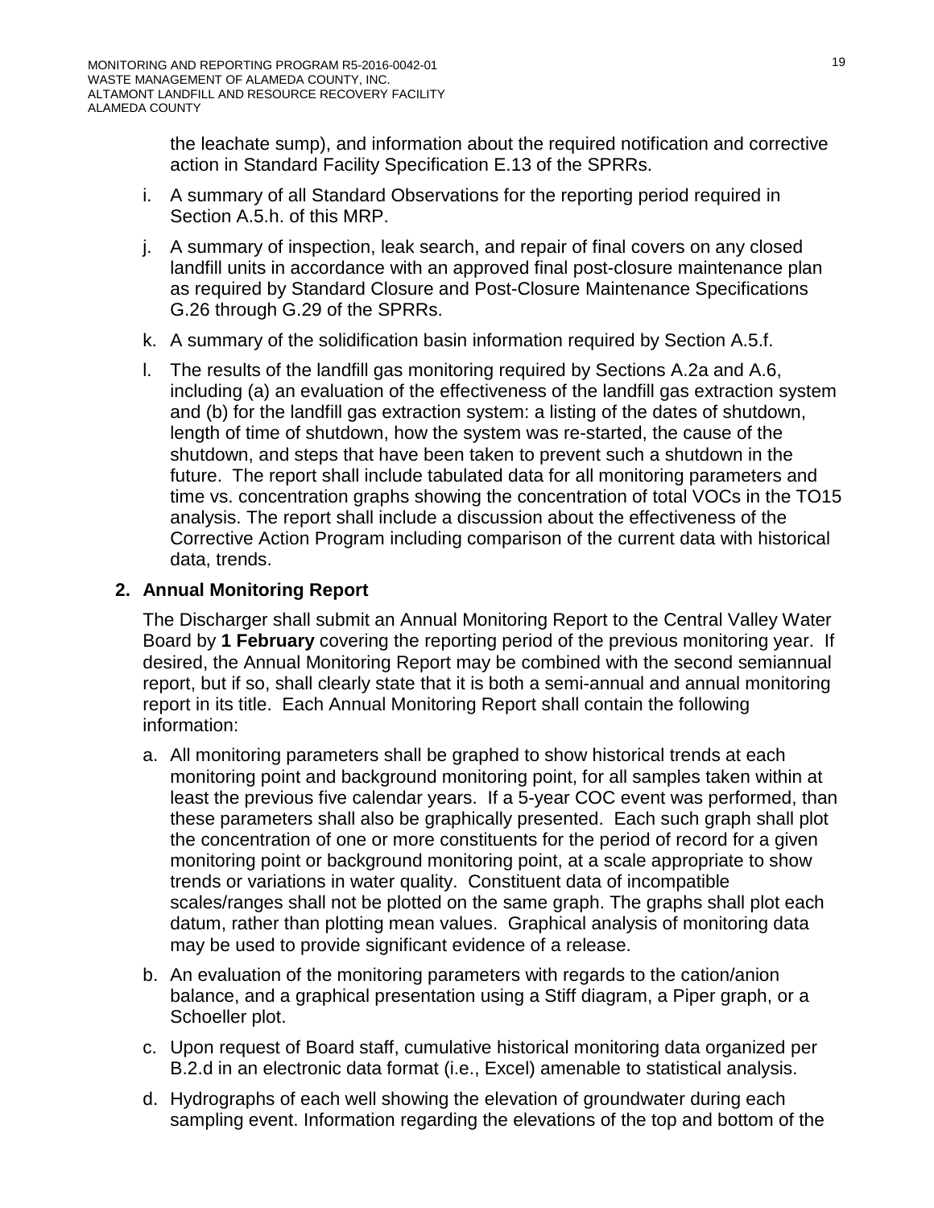the leachate sump), and information about the required notification and corrective action in Standard Facility Specification E.13 of the SPRRs.

i. A summary of all Standard Observations for the reporting period required in Section A.5.h. of this MRP.

j. A summary of inspection, leak search, and repair of final covers on any closed landfill units in accordance with an approved final post-closure maintenance plan as required by Standard Closure and Post-Closure Maintenance Specifications G.26 through G.29 of the SPRRs.

k. A summary of the solidification basin information required by Section A.5.f.

l. The results of the landfill gas monitoring required by Sections A.2a and A.6, including (a) an evaluation of the effectiveness of the landfill gas extraction system and (b) for the landfill gas extraction system: a listing of the dates of shutdown, length of time of shutdown, how the system was re-started, the cause of the shutdown, and steps that have been taken to prevent such a shutdown in the future. The report shall include tabulated data for all monitoring parameters and time vs. concentration graphs showing the concentration of total VOCs in the TO15 analysis. The report shall include a discussion about the effectiveness of the Corrective Action Program including comparison of the current data with historical data, trends.

## 2. Annual Monitoring Report

The Discharger shall submit an Annual Monitoring Report to the Central Valley Water Board by **1 February** covering the reporting period of the previous monitoring year. If desired, the Annual Monitoring Report may be combined with the second semiannual report, but if so, shall clearly state that it is both a semi-annual and annual monitoring report in its title. Each Annual Monitoring Report shall contain the following information:

a. All monitoring parameters shall be graphed to show historical trends at each monitoring point and background monitoring point, for all samples taken within at least the previous five calendar years. If a 5-year COC event was performed, than these parameters shall also be graphically presented. Each such graph shall plot the concentration of one or more constituents for the period of record for a given monitoring point or background monitoring point, at a scale appropriate to show trends or variations in water quality. Constituent data of incompatible scales/ranges shall not be plotted on the same graph. The graphs shall plot each datum, rather than plotting mean values. Graphical analysis of monitoring data may be used to provide significant evidence of a release.

b. An evaluation of the monitoring parameters with regards to the cation/anion balance, and a graphical presentation using a Stiff diagram, a Piper graph, or a Schoeller plot.

c. Upon request of Board staff, cumulative historical monitoring data organized per B.2.d in an electronic data format (i.e., Excel) amenable to statistical analysis.

d. Hydrographs of each well showing the elevation of groundwater during each sampling event. Information regarding the elevations of the top and bottom of the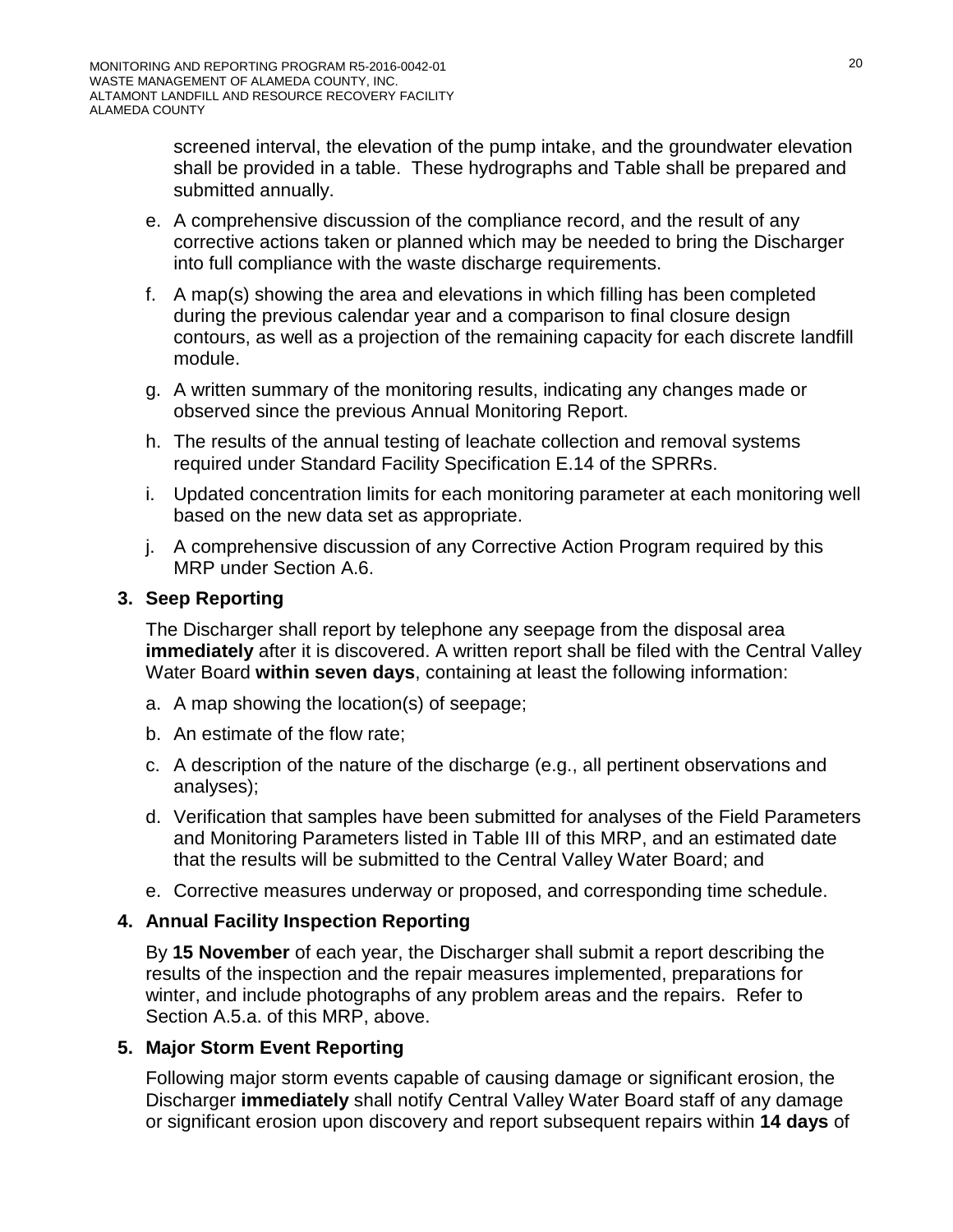screened interval, the elevation of the pump intake, and the groundwater elevation shall be provided in a table. These hydrographs and Table shall be prepared and submitted annually.

e. A comprehensive discussion of the compliance record, and the result of any corrective actions taken or planned which may be needed to bring the Discharger into full compliance with the waste discharge requirements.

f. A map(s) showing the area and elevations in which filling has been completed during the previous calendar year and a comparison to final closure design contours, as well as a projection of the remaining capacity for each discrete landfill module.

g. A written summary of the monitoring results, indicating any changes made or observed since the previous Annual Monitoring Report.

h. The results of the annual testing of leachate collection and removal systems required under Standard Facility Specification E.14 of the SPRRs.

i. Updated concentration limits for each monitoring parameter at each monitoring well based on the new data set as appropriate.

j. A comprehensive discussion of any Corrective Action Program required by this MRP under Section A.6.

### 3. Seep Reporting

The Discharger shall report by telephone any seepage from the disposal area **immediately** after it is discovered. A written report shall be filed with the Central Valley Water Board **within seven days**, containing at least the following information:

a. A map showing the location(s) of seepage;

b. An estimate of the flow rate;

c. A description of the nature of the discharge (e.g., all pertinent observations and analyses);

d. Verification that samples have been submitted for analyses of the Field Parameters and Monitoring Parameters listed in Table III of this MRP, and an estimated date that the results will be submitted to the Central Valley Water Board; and

e. Corrective measures underway or proposed, and corresponding time schedule.

### 4. Annual Facility Inspection Reporting

By **15 November** of each year, the Discharger shall submit a report describing the results of the inspection and the repair measures implemented, preparations for winter, and include photographs of any problem areas and the repairs. Refer to Section A.5.a. of this MRP, above.

### 5. Major Storm Event Reporting

Following major storm events capable of causing damage or significant erosion, the Discharger **immediately** shall notify Central Valley Water Board staff of any damage or significant erosion upon discovery and report subsequent repairs within **14 days** of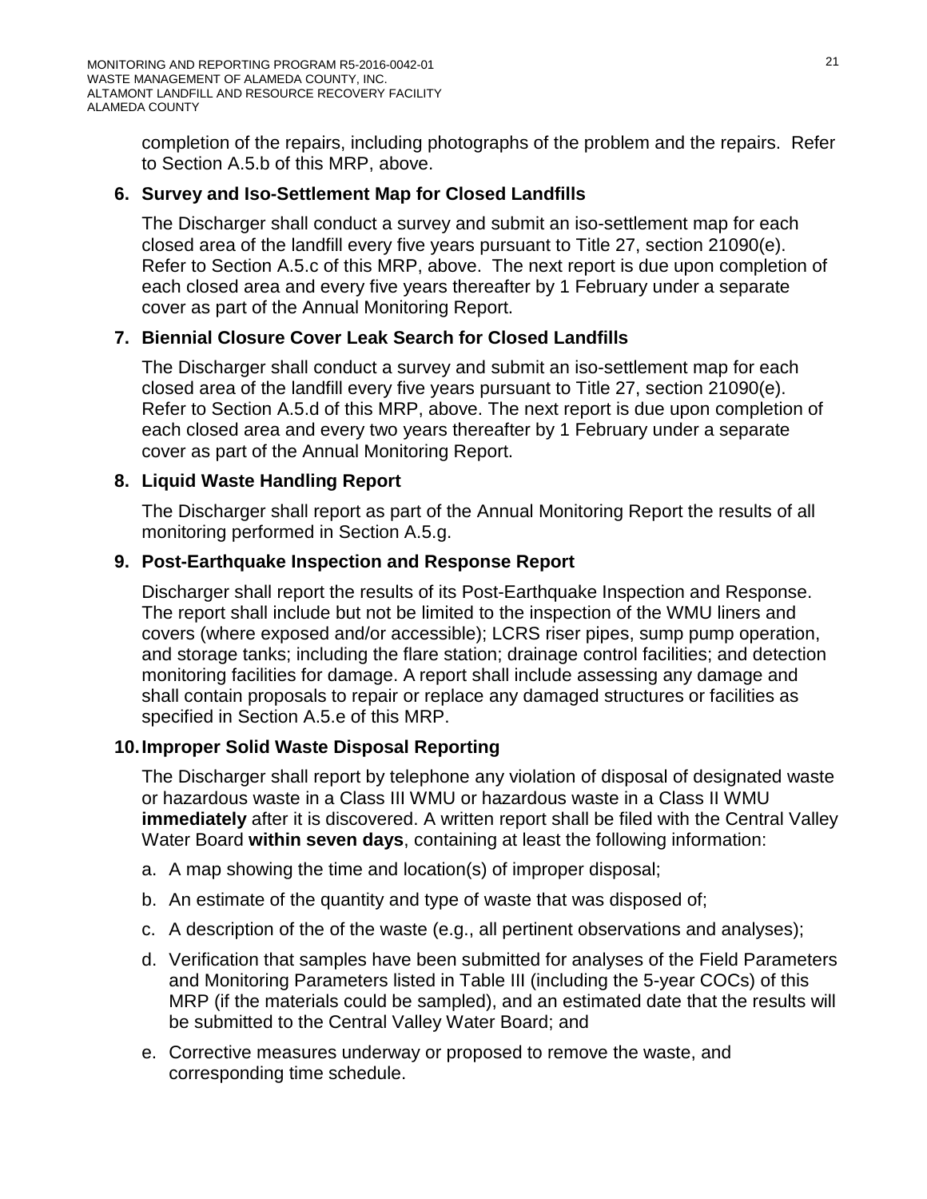completion of the repairs, including photographs of the problem and the repairs. Refer to Section A.5.b of this MRP, above.

**6. Survey and Iso-Settlement Map for Closed Landfills**

The Discharger shall conduct a survey and submit an iso-settlement map for each closed area of the landfill every five years pursuant to Title 27, section 21090(e). Refer to Section A.5.c of this MRP, above. The next report is due upon completion of each closed area and every five years thereafter by 1 February under a separate cover as part of the Annual Monitoring Report.

**7. Biennial Closure Cover Leak Search for Closed Landfills**

The Discharger shall conduct a survey and submit an iso-settlement map for each closed area of the landfill every five years pursuant to Title 27, section 21090(e). Refer to Section A.5.d of this MRP, above. The next report is due upon completion of each closed area and every two years thereafter by 1 February under a separate cover as part of the Annual Monitoring Report.

**8. Liquid Waste Handling Report**

The Discharger shall report as part of the Annual Monitoring Report the results of all monitoring performed in Section A.5.g.

**9. Post-Earthquake Inspection and Response Report**

Discharger shall report the results of its Post-Earthquake Inspection and Response. The report shall include but not be limited to the inspection of the WMU liners and covers (where exposed and/or accessible); LCRS riser pipes, sump pump operation, and storage tanks; including the flare station; drainage control facilities; and detection monitoring facilities for damage. A report shall include assessing any damage and shall contain proposals to repair or replace any damaged structures or facilities as specified in Section A.5.e of this MRP.

**10. Improper Solid Waste Disposal Reporting**

The Discharger shall report by telephone any violation of disposal of designated waste or hazardous waste in a Class III WMU or hazardous waste in a Class II WMU **immediately** after it is discovered. A written report shall be filed with the Central Valley Water Board **within seven days**, containing at least the following information:

a. A map showing the time and location(s) of improper disposal;

b. An estimate of the quantity and type of waste that was disposed of;

c. A description of the of the waste (e.g., all pertinent observations and analyses);

d. Verification that samples have been submitted for analyses of the Field Parameters and Monitoring Parameters listed in Table III (including the 5-year COCs) of this MRP (if the materials could be sampled), and an estimated date that the results will be submitted to the Central Valley Water Board; and

e. Corrective measures underway or proposed to remove the waste, and corresponding time schedule.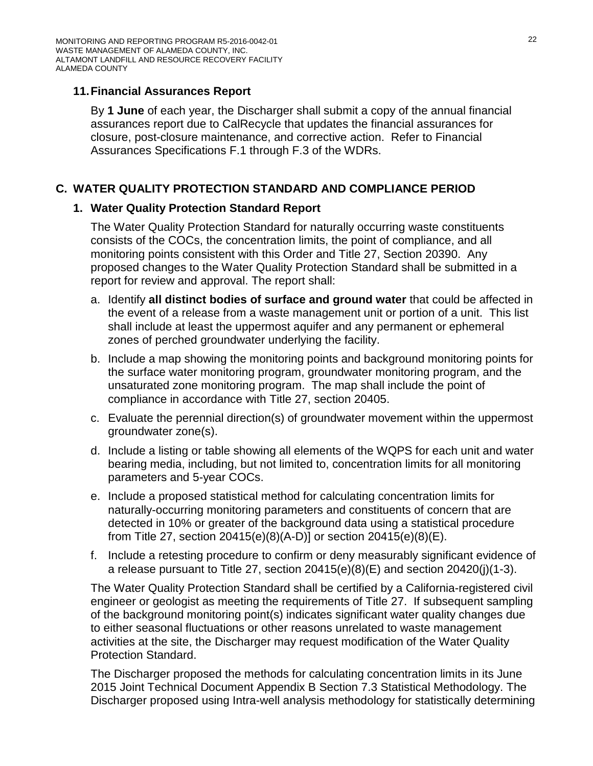### 11. Financial Assurances Report

By **1 June** of each year, the Discharger shall submit a copy of the annual financial assurances report due to CalRecycle that updates the financial assurances for closure, post-closure maintenance, and corrective action. Refer to Financial Assurances Specifications F.1 through F.3 of the WDRs.

## C. WATER QUALITY PROTECTION STANDARD AND COMPLIANCE PERIOD

### 1. Water Quality Protection Standard Report

The Water Quality Protection Standard for naturally occurring waste constituents consists of the COCs, the concentration limits, the point of compliance, and all monitoring points consistent with this Order and Title 27, Section 20390. Any proposed changes to the Water Quality Protection Standard shall be submitted in a report for review and approval. The report shall:

a. Identify **all distinct bodies of surface and ground water** that could be affected in the event of a release from a waste management unit or portion of a unit. This list shall include at least the uppermost aquifer and any permanent or ephemeral zones of perched groundwater underlying the facility.

b. Include a map showing the monitoring points and background monitoring points for the surface water monitoring program, groundwater monitoring program, and the unsaturated zone monitoring program. The map shall include the point of compliance in accordance with Title 27, section 20405.

c. Evaluate the perennial direction(s) of groundwater movement within the uppermost groundwater zone(s).

d. Include a listing or table showing all elements of the WQPS for each unit and water bearing media, including, but not limited to, concentration limits for all monitoring parameters and 5-year COCs.

e. Include a proposed statistical method for calculating concentration limits for naturally-occurring monitoring parameters and constituents of concern that are detected in 10% or greater of the background data using a statistical procedure from Title 27, section 20415(e)(8)(A-D)] or section 20415(e)(8)(E).

f. Include a retesting procedure to confirm or deny measurably significant evidence of a release pursuant to Title 27, section 20415(e)(8)(E) and section 20420(j)(1-3).

The Water Quality Protection Standard shall be certified by a California-registered civil engineer or geologist as meeting the requirements of Title 27. If subsequent sampling of the background monitoring point(s) indicates significant water quality changes due to either seasonal fluctuations or other reasons unrelated to waste management activities at the site, the Discharger may request modification of the Water Quality Protection Standard.

The Discharger proposed the methods for calculating concentration limits in its June 2015 Joint Technical Document Appendix B Section 7.3 Statistical Methodology. The Discharger proposed using Intra-well analysis methodology for statistically determining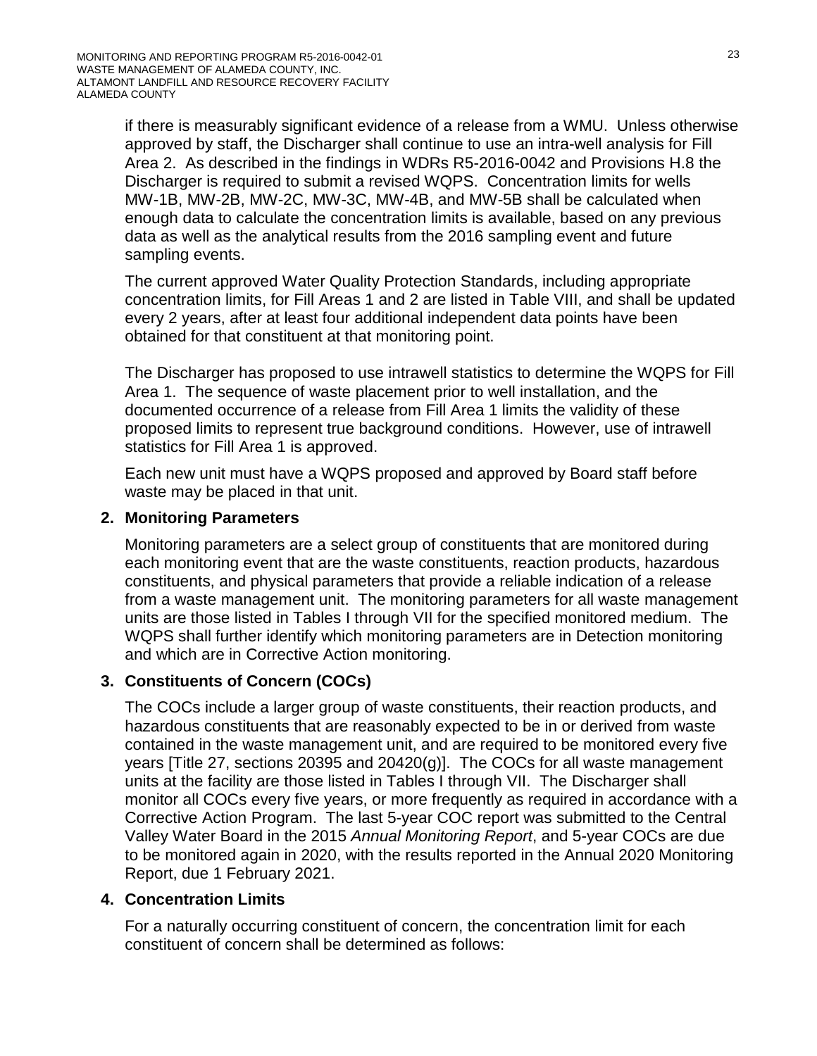if there is measurably significant evidence of a release from a WMU. Unless otherwise approved by staff, the Discharger shall continue to use an intra-well analysis for Fill Area 2. As described in the findings in WDRs R5-2016-0042 and Provisions H.8 the Discharger is required to submit a revised WQPS. Concentration limits for wells MW-1B, MW-2B, MW-2C, MW-3C, MW-4B, and MW-5B shall be calculated when enough data to calculate the concentration limits is available, based on any previous data as well as the analytical results from the 2016 sampling event and future sampling events.

The current approved Water Quality Protection Standards, including appropriate concentration limits, for Fill Areas 1 and 2 are listed in Table VIII, and shall be updated every 2 years, after at least four additional independent data points have been obtained for that constituent at that monitoring point.

The Discharger has proposed to use intrawell statistics to determine the WQPS for Fill Area 1. The sequence of waste placement prior to well installation, and the documented occurrence of a release from Fill Area 1 limits the validity of these proposed limits to represent true background conditions. However, use of intrawell statistics for Fill Area 1 is approved.

Each new unit must have a WQPS proposed and approved by Board staff before waste may be placed in that unit.

**2. Monitoring Parameters**

Monitoring parameters are a select group of constituents that are monitored during each monitoring event that are the waste constituents, reaction products, hazardous constituents, and physical parameters that provide a reliable indication of a release from a waste management unit. The monitoring parameters for all waste management units are those listed in Tables I through VII for the specified monitored medium. The WQPS shall further identify which monitoring parameters are in Detection monitoring and which are in Corrective Action monitoring.

**3. Constituents of Concern (COCs)**

The COCs include a larger group of waste constituents, their reaction products, and hazardous constituents that are reasonably expected to be in or derived from waste contained in the waste management unit, and are required to be monitored every five years [Title 27, sections 20395 and 20420(g)]. The COCs for all waste management units at the facility are those listed in Tables I through VII. The Discharger shall monitor all COCs every five years, or more frequently as required in accordance with a Corrective Action Program. The last 5-year COC report was submitted to the Central Valley Water Board in the 2015 *Annual Monitoring Report*, and 5-year COCs are due to be monitored again in 2020, with the results reported in the Annual 2020 Monitoring Report, due 1 February 2021.

**4. Concentration Limits**

For a naturally occurring constituent of concern, the concentration limit for each constituent of concern shall be determined as follows: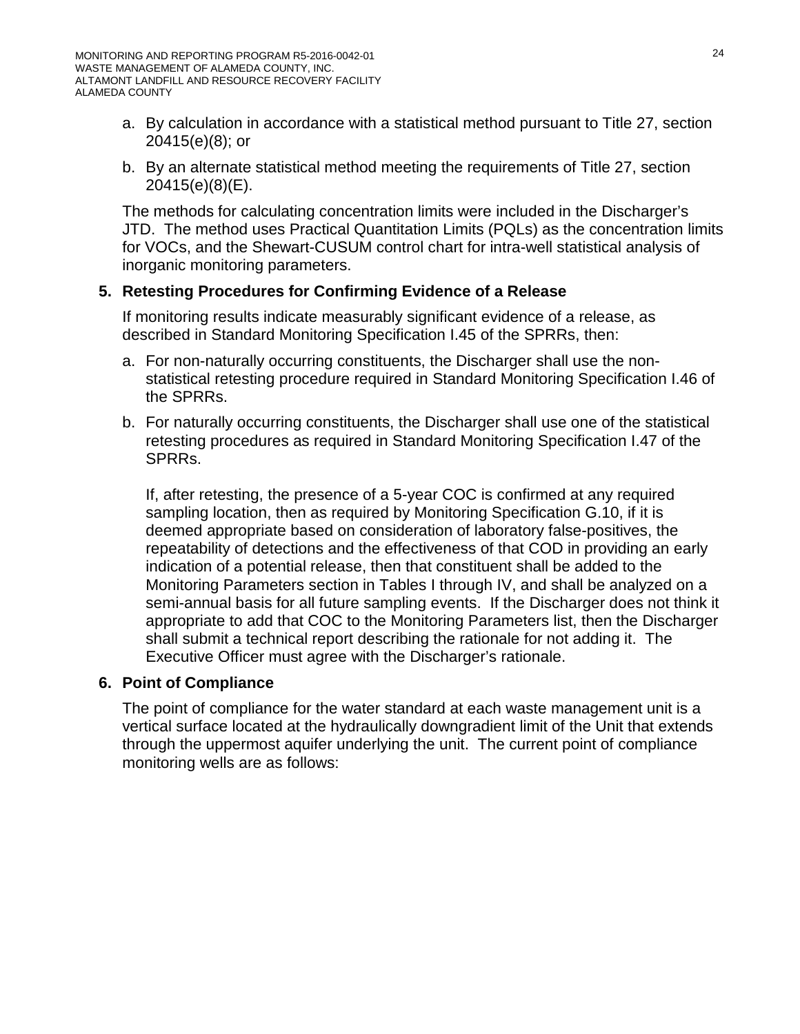a. By calculation in accordance with a statistical method pursuant to Title 27, section 20415(e)(8); or

b. By an alternate statistical method meeting the requirements of Title 27, section 20415(e)(8)(E).

The methods for calculating concentration limits were included in the Discharger's JTD. The method uses Practical Quantitation Limits (PQLs) as the concentration limits for VOCs, and the Shewart-CUSUM control chart for intra-well statistical analysis of inorganic monitoring parameters.

**5. Retesting Procedures for Confirming Evidence of a Release**

If monitoring results indicate measurably significant evidence of a release, as described in Standard Monitoring Specification I.45 of the SPRRs, then:

a. For non-naturally occurring constituents, the Discharger shall use the non-statistical retesting procedure required in Standard Monitoring Specification I.46 of the SPRRs.

b. For naturally occurring constituents, the Discharger shall use one of the statistical retesting procedures as required in Standard Monitoring Specification I.47 of the SPRRs.

If, after retesting, the presence of a 5-year COC is confirmed at any required sampling location, then as required by Monitoring Specification G.10, if it is deemed appropriate based on consideration of laboratory false-positives, the repeatability of detections and the effectiveness of that COD in providing an early indication of a potential release, then that constituent shall be added to the Monitoring Parameters section in Tables I through IV, and shall be analyzed on a semi-annual basis for all future sampling events. If the Discharger does not think it appropriate to add that COC to the Monitoring Parameters list, then the Discharger shall submit a technical report describing the rationale for not adding it. The Executive Officer must agree with the Discharger's rationale.

**6. Point of Compliance**

The point of compliance for the water standard at each waste management unit is a vertical surface located at the hydraulically downgradient limit of the Unit that extends through the uppermost aquifer underlying the unit. The current point of compliance monitoring wells are as follows: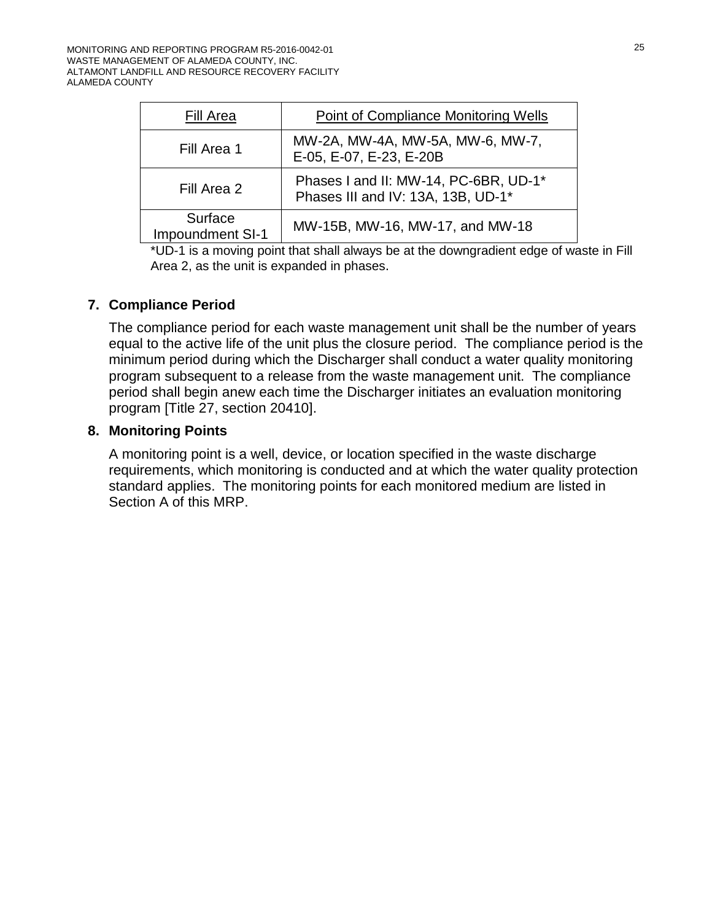| Fill Area | Point of Compliance Monitoring Wells |
| --- | --- |
| Fill Area 1 | MW-2A, MW-4A, MW-5A, MW-6, MW-7, E-05, E-07, E-23, E-20B |
| Fill Area 2 | Phases I and II: MW-14, PC-6BR, UD-1* Phases III and IV: 13A, 13B, UD-1* |
| Surface Impoundment SI-1 | MW-15B, MW-16, MW-17, and MW-18 |

*UD-1 is a moving point that shall always be at the downgradient edge of waste in Fill Area 2, as the unit is expanded in phases.

**7. Compliance Period**

The compliance period for each waste management unit shall be the number of years equal to the active life of the unit plus the closure period. The compliance period is the minimum period during which the Discharger shall conduct a water quality monitoring program subsequent to a release from the waste management unit. The compliance period shall begin anew each time the Discharger initiates an evaluation monitoring program [Title 27, section 20410].

**8. Monitoring Points**

A monitoring point is a well, device, or location specified in the waste discharge requirements, which monitoring is conducted and at which the water quality protection standard applies. The monitoring points for each monitored medium are listed in Section A of this MRP.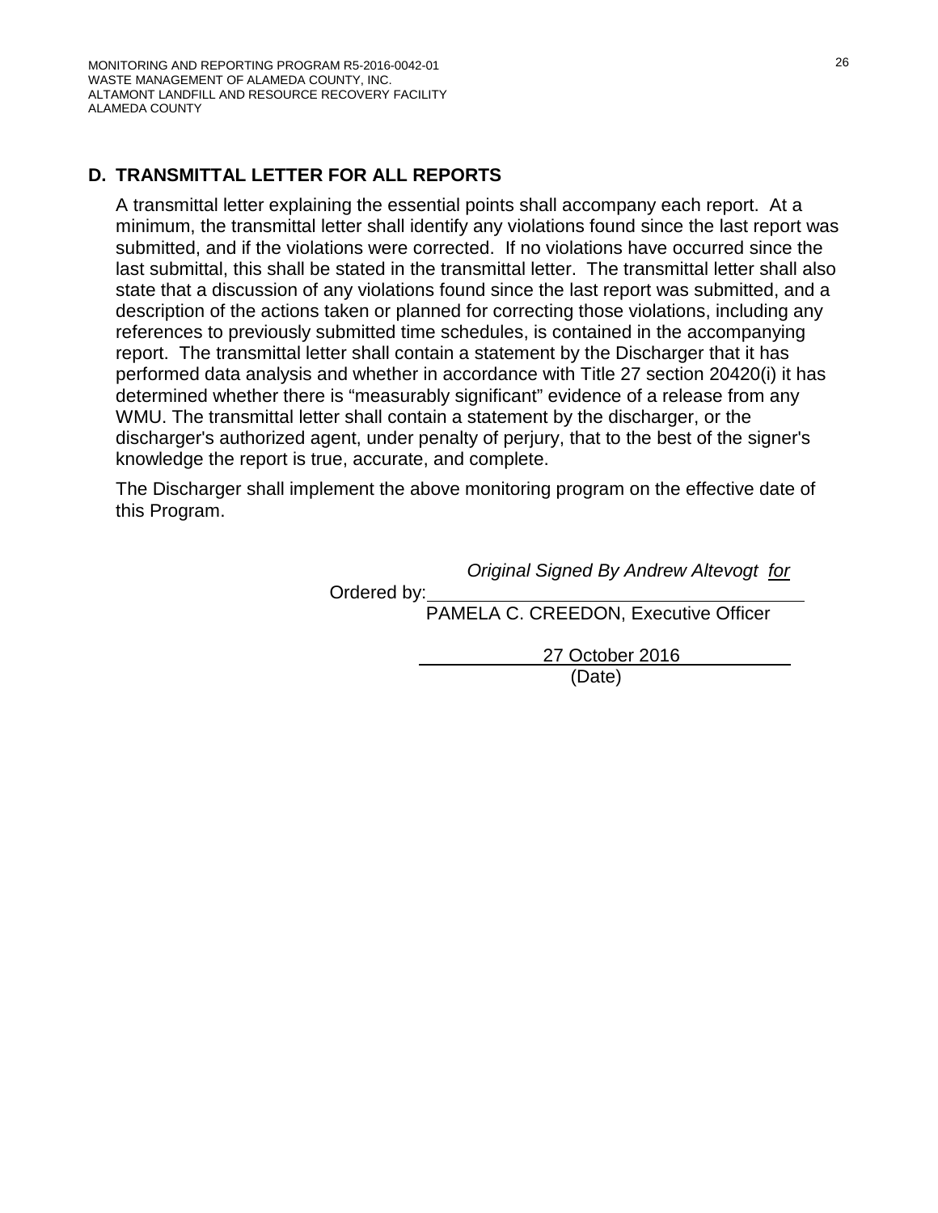## D. TRANSMITTAL LETTER FOR ALL REPORTS

A transmittal letter explaining the essential points shall accompany each report. At a minimum, the transmittal letter shall identify any violations found since the last report was submitted, and if the violations were corrected. If no violations have occurred since the last submittal, this shall be stated in the transmittal letter. The transmittal letter shall also state that a discussion of any violations found since the last report was submitted, and a description of the actions taken or planned for correcting those violations, including any references to previously submitted time schedules, is contained in the accompanying report. The transmittal letter shall contain a statement by the Discharger that it has performed data analysis and whether in accordance with Title 27 section 20420(i) it has determined whether there is "measurably significant" evidence of a release from any WMU. The transmittal letter shall contain a statement by the discharger, or the discharger's authorized agent, under penalty of perjury, that to the best of the signer's knowledge the report is true, accurate, and complete.

The Discharger shall implement the above monitoring program on the effective date of this Program.

*Original Signed By Andrew Altevogt for*

Ordered by: ____________________________________
PAMELA C. CREEDON, Executive Officer

27 October 2016
(Date)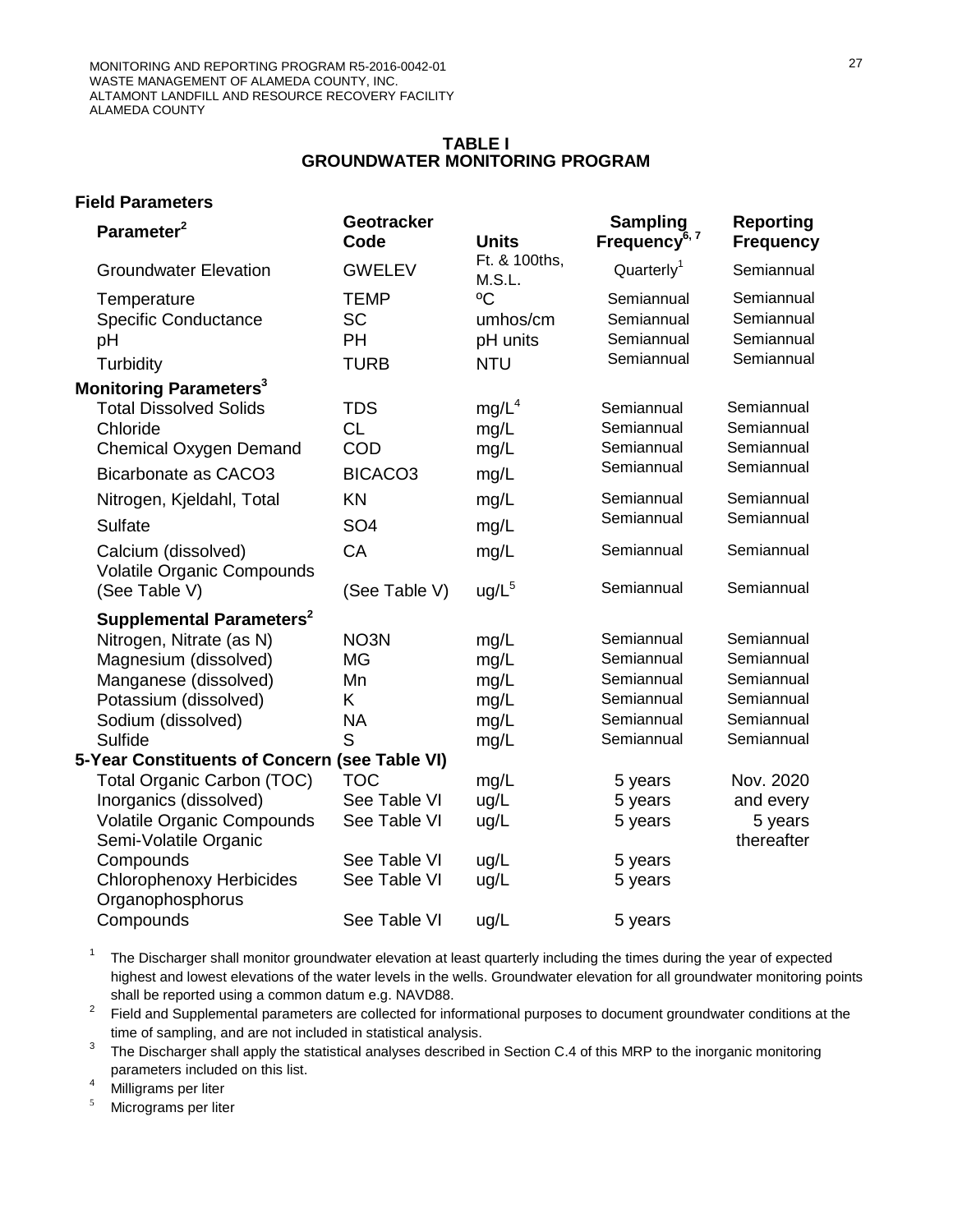**TABLE I**
**GROUNDWATER MONITORING PROGRAM**

| Parameter[2] | Geotracker Code | Units | Sampling Frequency[6, 7] | Reporting Frequency |
|---|---|---|---|---|
| **Field Parameters** | | | | |
| Groundwater Elevation | GWELEV | Ft. & 100ths, M.S.L. | Quarterly[1] | Semiannual |
| Temperature | TEMP | ºC | Semiannual | Semiannual |
| Specific Conductance | SC | umhos/cm | Semiannual | Semiannual |
| pH | PH | pH units | Semiannual | Semiannual |
| Turbidity | TURB | NTU | Semiannual | Semiannual |
| **Monitoring Parameters[3]** | | | | |
| Total Dissolved Solids | TDS | mg/L[4] | Semiannual | Semiannual |
| Chloride | CL | mg/L | Semiannual | Semiannual |
| Chemical Oxygen Demand | COD | mg/L | Semiannual | Semiannual |
| Bicarbonate as CACO3 | BICACO3 | mg/L | Semiannual | Semiannual |
| Nitrogen, Kjeldahl, Total | KN | mg/L | Semiannual | Semiannual |
| Sulfate | SO4 | mg/L | Semiannual | Semiannual |
| Calcium (dissolved) | CA | mg/L | Semiannual | Semiannual |
| Volatile Organic Compounds (See Table V) | (See Table V) | ug/L[5] | Semiannual | Semiannual |
| **Supplemental Parameters[2]** | | | | |
| Nitrogen, Nitrate (as N) | NO3N | mg/L | Semiannual | Semiannual |
| Magnesium (dissolved) | MG | mg/L | Semiannual | Semiannual |
| Manganese (dissolved) | Mn | mg/L | Semiannual | Semiannual |
| Potassium (dissolved) | K | mg/L | Semiannual | Semiannual |
| Sodium (dissolved) | NA | mg/L | Semiannual | Semiannual |
| Sulfide | S | mg/L | Semiannual | Semiannual |
| **5-Year Constituents of Concern (see Table VI)** | | | | |
| Total Organic Carbon (TOC) | TOC | mg/L | 5 years | Nov. 2020 and every 5 years thereafter |
| Inorganics (dissolved) | See Table VI | ug/L | 5 years | |
| Volatile Organic Compounds | See Table VI | ug/L | 5 years | |
| Semi-Volatile Organic Compounds | See Table VI | ug/L | 5 years | |
| Chlorophenoxy Herbicides | See Table VI | ug/L | 5 years | |
| Organophosphorus Compounds | See Table VI | ug/L | 5 years | |

[1] The Discharger shall monitor groundwater elevation at least quarterly including the times during the year of expected highest and lowest elevations of the water levels in the wells. Groundwater elevation for all groundwater monitoring points shall be reported using a common datum e.g. NAVD88.

[2] Field and Supplemental parameters are collected for informational purposes to document groundwater conditions at the time of sampling, and are not included in statistical analysis.

[3] The Discharger shall apply the statistical analyses described in Section C.4 of this MRP to the inorganic monitoring parameters included on this list.

[4] Milligrams per liter

[5] Micrograms per liter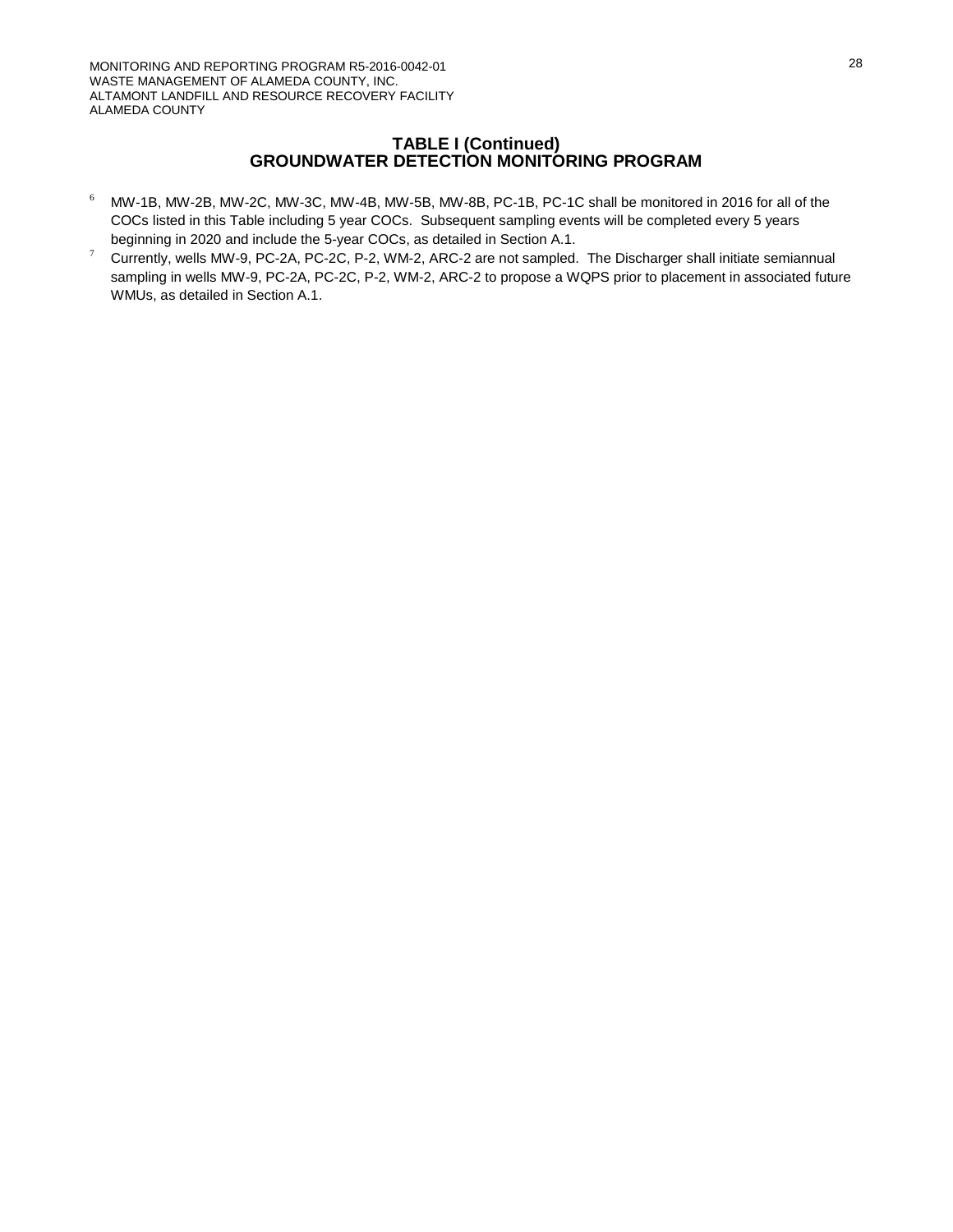## TABLE I (Continued)
## GROUNDWATER DETECTION MONITORING PROGRAM

[6] MW-1B, MW-2B, MW-2C, MW-3C, MW-4B, MW-5B, MW-8B, PC-1B, PC-1C shall be monitored in 2016 for all of the COCs listed in this Table including 5 year COCs. Subsequent sampling events will be completed every 5 years beginning in 2020 and include the 5-year COCs, as detailed in Section A.1.

[7] Currently, wells MW-9, PC-2A, PC-2C, P-2, WM-2, ARC-2 are not sampled. The Discharger shall initiate semiannual sampling in wells MW-9, PC-2A, PC-2C, P-2, WM-2, ARC-2 to propose a WQPS prior to placement in associated future WMUs, as detailed in Section A.1.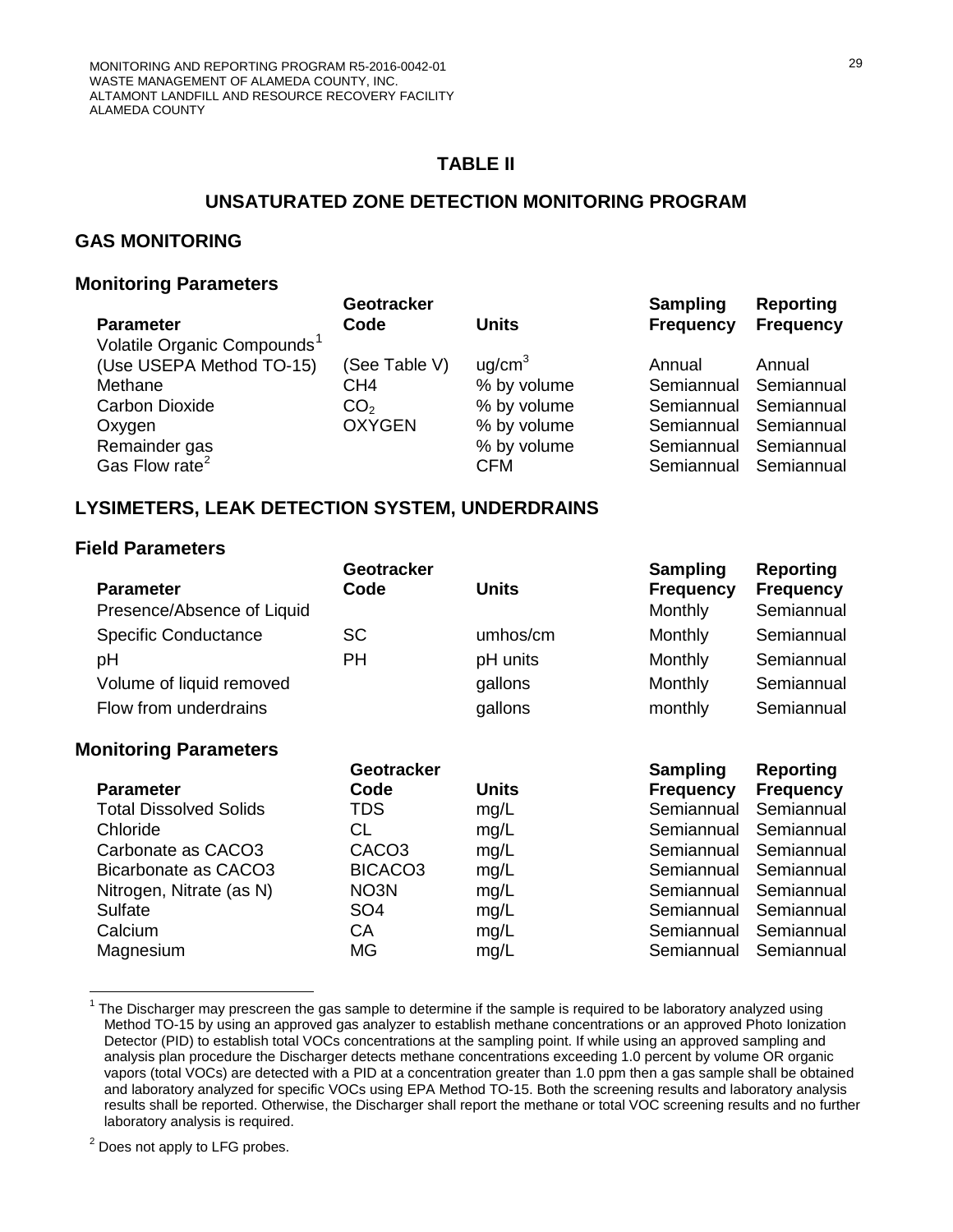# TABLE II

## UNSATURATED ZONE DETECTION MONITORING PROGRAM

### GAS MONITORING

#### Monitoring Parameters

| Parameter | Geotracker Code | Units | Sampling Frequency | Reporting Frequency |
|---|---|---|---|---|
| Volatile Organic Compounds[1] (Use USEPA Method TO-15) | (See Table V) | ug/cm$^3$ | Annual | Annual |
| Methane | CH4 | % by volume | Semiannual | Semiannual |
| Carbon Dioxide | $CO_2$ | % by volume | Semiannual | Semiannual |
| Oxygen | OXYGEN | % by volume | Semiannual | Semiannual |
| Remainder gas | | % by volume | Semiannual | Semiannual |
| Gas Flow rate[2] | | CFM | Semiannual | Semiannual |

### LYSIMETERS, LEAK DETECTION SYSTEM, UNDERDRAINS

#### Field Parameters

| Parameter | Geotracker Code | Units | Sampling Frequency | Reporting Frequency |
|---|---|---|---|---|
| Presence/Absence of Liquid | | | Monthly | Semiannual |
| Specific Conductance | SC | umhos/cm | Monthly | Semiannual |
| pH | PH | pH units | Monthly | Semiannual |
| Volume of liquid removed | | gallons | Monthly | Semiannual |
| Flow from underdrains | | gallons | monthly | Semiannual |

#### Monitoring Parameters

| Parameter | Geotracker Code | Units | Sampling Frequency | Reporting Frequency |
|---|---|---|---|---|
| Total Dissolved Solids | TDS | mg/L | Semiannual | Semiannual |
| Chloride | CL | mg/L | Semiannual | Semiannual |
| Carbonate as CACO3 | CACO3 | mg/L | Semiannual | Semiannual |
| Bicarbonate as CACO3 | BICACO3 | mg/L | Semiannual | Semiannual |
| Nitrogen, Nitrate (as N) | NO3N | mg/L | Semiannual | Semiannual |
| Sulfate | SO4 | mg/L | Semiannual | Semiannual |
| Calcium | CA | mg/L | Semiannual | Semiannual |
| Magnesium | MG | mg/L | Semiannual | Semiannual |

[1] The Discharger may prescreen the gas sample to determine if the sample is required to be laboratory analyzed using Method TO-15 by using an approved gas analyzer to establish methane concentrations or an approved Photo Ionization Detector (PID) to establish total VOCs concentrations at the sampling point. If while using an approved sampling and analysis plan procedure the Discharger detects methane concentrations exceeding 1.0 percent by volume OR organic vapors (total VOCs) are detected with a PID at a concentration greater than 1.0 ppm then a gas sample shall be obtained and laboratory analyzed for specific VOCs using EPA Method TO-15. Both the screening results and laboratory analysis results shall be reported. Otherwise, the Discharger shall report the methane or total VOC screening results and no further laboratory analysis is required.

[2] Does not apply to LFG probes.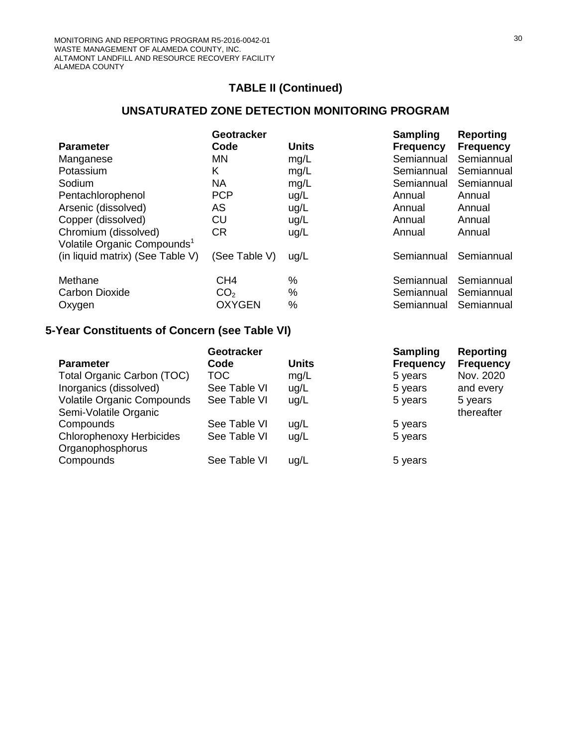## TABLE II (Continued)

## UNSATURATED ZONE DETECTION MONITORING PROGRAM

| Parameter | Geotracker Code | Units | Sampling Frequency | Reporting Frequency |
|---|---|---|---|---|
| Manganese | MN | mg/L | Semiannual | Semiannual |
| Potassium | K | mg/L | Semiannual | Semiannual |
| Sodium | NA | mg/L | Semiannual | Semiannual |
| Pentachlorophenol | PCP | ug/L | Annual | Annual |
| Arsenic (dissolved) | AS | ug/L | Annual | Annual |
| Copper (dissolved) | CU | ug/L | Annual | Annual |
| Chromium (dissolved) | CR | ug/L | Annual | Annual |
| Volatile Organic Compounds[1] (in liquid matrix) (See Table V) | (See Table V) | ug/L | Semiannual | Semiannual |
| Methane | CH4 | % | Semiannual | Semiannual |
| Carbon Dioxide | $CO_2$ | % | Semiannual | Semiannual |
| Oxygen | OXYGEN | % | Semiannual | Semiannual |

### 5-Year Constituents of Concern (see Table VI)

| Parameter | Geotracker Code | Units | Sampling Frequency | Reporting Frequency |
|---|---|---|---|---|
| Total Organic Carbon (TOC) | TOC | mg/L | 5 years | Nov. 2020 and every 5 years thereafter |
| Inorganics (dissolved) | See Table VI | ug/L | 5 years | |
| Volatile Organic Compounds | See Table VI | ug/L | 5 years | |
| Semi-Volatile Organic Compounds | See Table VI | ug/L | 5 years | |
| Chlorophenoxy Herbicides | See Table VI | ug/L | 5 years | |
| Organophosphorus Compounds | See Table VI | ug/L | 5 years | |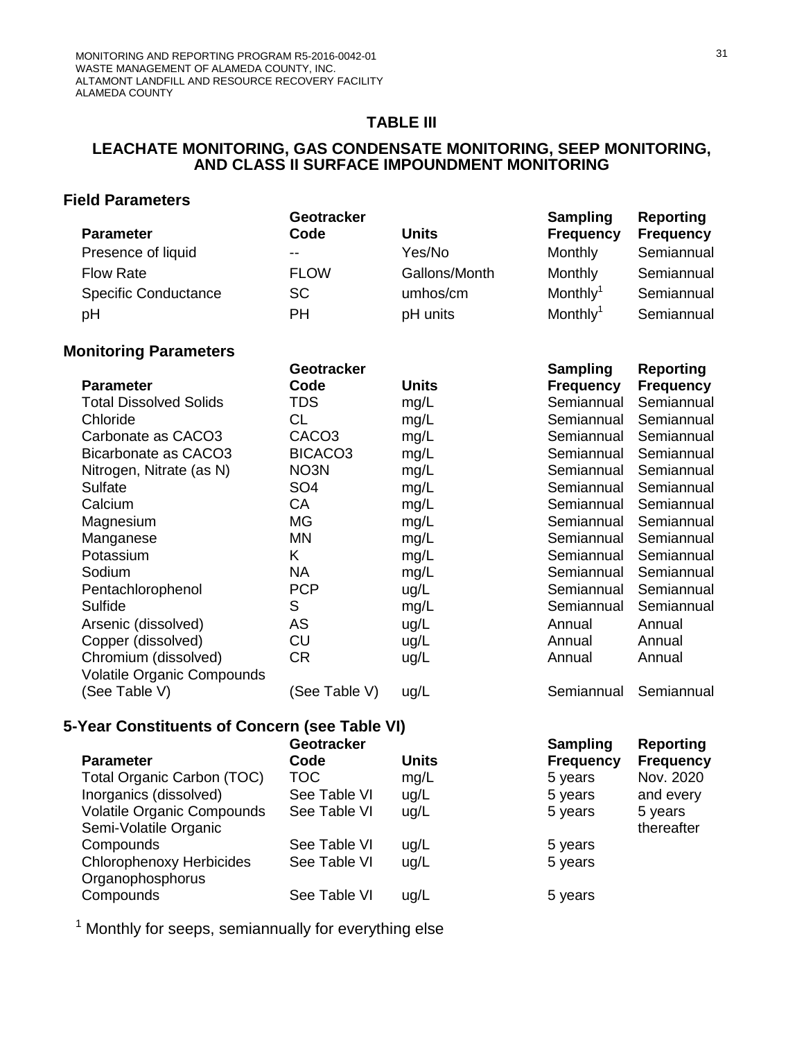## TABLE III

## LEACHATE MONITORING, GAS CONDENSATE MONITORING, SEEP MONITORING, AND CLASS II SURFACE IMPOUNDMENT MONITORING

### Field Parameters

| Parameter | Geotracker Code | Units | Sampling Frequency | Reporting Frequency |
|---|---|---|---|---|
| Presence of liquid | -- | Yes/No | Monthly | Semiannual |
| Flow Rate | FLOW | Gallons/Month | Monthly | Semiannual |
| Specific Conductance | SC | umhos/cm | Monthly[1] | Semiannual |
| pH | PH | pH units | Monthly[1] | Semiannual |

### Monitoring Parameters

| Parameter | Geotracker Code | Units | Sampling Frequency | Reporting Frequency |
|---|---|---|---|---|
| Total Dissolved Solids | TDS | mg/L | Semiannual | Semiannual |
| Chloride | CL | mg/L | Semiannual | Semiannual |
| Carbonate as CACO3 | CACO3 | mg/L | Semiannual | Semiannual |
| Bicarbonate as CACO3 | BICACO3 | mg/L | Semiannual | Semiannual |
| Nitrogen, Nitrate (as N) | NO3N | mg/L | Semiannual | Semiannual |
| Sulfate | SO4 | mg/L | Semiannual | Semiannual |
| Calcium | CA | mg/L | Semiannual | Semiannual |
| Magnesium | MG | mg/L | Semiannual | Semiannual |
| Manganese | MN | mg/L | Semiannual | Semiannual |
| Potassium | K | mg/L | Semiannual | Semiannual |
| Sodium | NA | mg/L | Semiannual | Semiannual |
| Pentachlorophenol | PCP | ug/L | Semiannual | Semiannual |
| Sulfide | S | mg/L | Semiannual | Semiannual |
| Arsenic (dissolved) | AS | ug/L | Annual | Annual |
| Copper (dissolved) | CU | ug/L | Annual | Annual |
| Chromium (dissolved) | CR | ug/L | Annual | Annual |
| Volatile Organic Compounds (See Table V) | (See Table V) | ug/L | Semiannual | Semiannual |

### 5-Year Constituents of Concern (see Table VI)

| Parameter | Geotracker Code | Units | Sampling Frequency | Reporting Frequency |
|---|---|---|---|---|
| Total Organic Carbon (TOC) | TOC | mg/L | 5 years | Nov. 2020 and every 5 years thereafter |
| Inorganics (dissolved) | See Table VI | ug/L | 5 years | |
| Volatile Organic Compounds | See Table VI | ug/L | 5 years | |
| Semi-Volatile Organic Compounds | See Table VI | ug/L | 5 years | |
| Chlorophenoxy Herbicides | See Table VI | ug/L | 5 years | |
| Organophosphorus Compounds | See Table VI | ug/L | 5 years | |

[1] Monthly for seeps, semiannually for everything else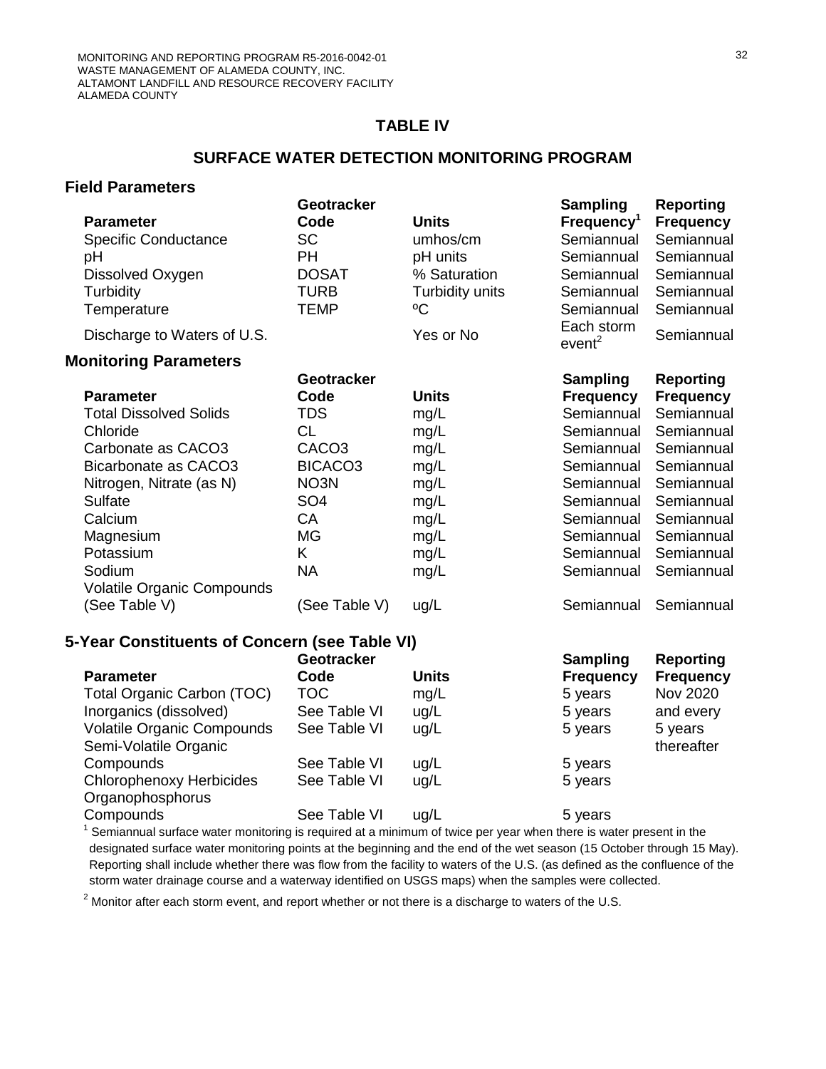## TABLE IV

## SURFACE WATER DETECTION MONITORING PROGRAM

### Field Parameters

| Parameter | Geotracker Code | Units | Sampling Frequency[1] | Reporting Frequency |
|---|---|---|---|---|
| Specific Conductance | SC | umhos/cm | Semiannual | Semiannual |
| pH | PH | pH units | Semiannual | Semiannual |
| Dissolved Oxygen | DOSAT | % Saturation | Semiannual | Semiannual |
| Turbidity | TURB | Turbidity units | Semiannual | Semiannual |
| Temperature | TEMP | ºC | Semiannual | Semiannual |
| Discharge to Waters of U.S. | | Yes or No | Each storm event[2] | Semiannual |

### Monitoring Parameters

| Parameter | Geotracker Code | Units | Sampling Frequency | Reporting Frequency |
|---|---|---|---|---|
| Total Dissolved Solids | TDS | mg/L | Semiannual | Semiannual |
| Chloride | CL | mg/L | Semiannual | Semiannual |
| Carbonate as CACO3 | CACO3 | mg/L | Semiannual | Semiannual |
| Bicarbonate as CACO3 | BICACO3 | mg/L | Semiannual | Semiannual |
| Nitrogen, Nitrate (as N) | NO3N | mg/L | Semiannual | Semiannual |
| Sulfate | SO4 | mg/L | Semiannual | Semiannual |
| Calcium | CA | mg/L | Semiannual | Semiannual |
| Magnesium | MG | mg/L | Semiannual | Semiannual |
| Potassium | K | mg/L | Semiannual | Semiannual |
| Sodium | NA | mg/L | Semiannual | Semiannual |
| Volatile Organic Compounds (See Table V) | (See Table V) | ug/L | Semiannual | Semiannual |

### 5-Year Constituents of Concern (see Table VI)

| Parameter | Geotracker Code | Units | Sampling Frequency | Reporting Frequency |
|---|---|---|---|---|
| Total Organic Carbon (TOC) | TOC | mg/L | 5 years | Nov 2020 and every 5 years thereafter |
| Inorganics (dissolved) | See Table VI | ug/L | 5 years | |
| Volatile Organic Compounds | See Table VI | ug/L | 5 years | |
| Semi-Volatile Organic Compounds | See Table VI | ug/L | 5 years | |
| Chlorophenoxy Herbicides | See Table VI | ug/L | 5 years | |
| Organophosphorus Compounds | See Table VI | ug/L | 5 years | |

[1] Semiannual surface water monitoring is required at a minimum of twice per year when there is water present in the designated surface water monitoring points at the beginning and the end of the wet season (15 October through 15 May). Reporting shall include whether there was flow from the facility to waters of the U.S. (as defined as the confluence of the storm water drainage course and a waterway identified on USGS maps) when the samples were collected.

[2] Monitor after each storm event, and report whether or not there is a discharge to waters of the U.S.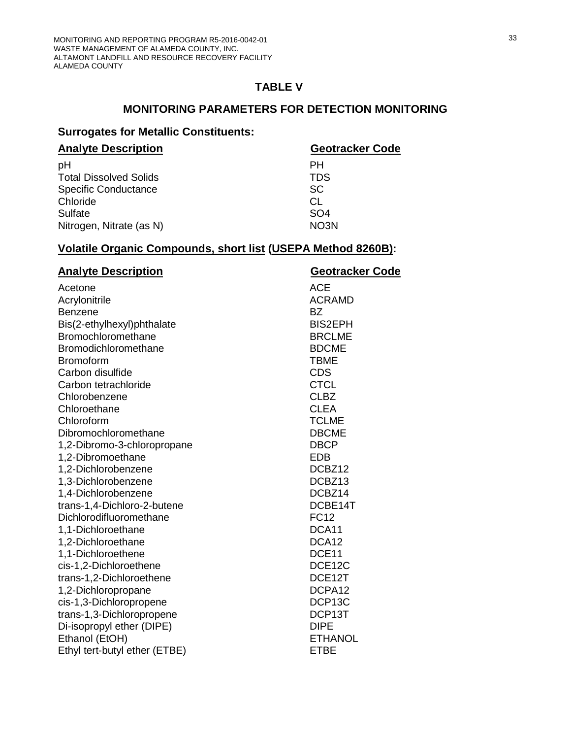## TABLE V

## MONITORING PARAMETERS FOR DETECTION MONITORING

### Surrogates for Metallic Constituents:

| Analyte Description | Geotracker Code |
|---|---|
| pH | PH |
| Total Dissolved Solids | TDS |
| Specific Conductance | SC |
| Chloride | CL |
| Sulfate | SO4 |
| Nitrogen, Nitrate (as N) | NO3N |

### Volatile Organic Compounds, short list (USEPA Method 8260B):

| Analyte Description | Geotracker Code |
|---|---|
| Acetone | ACE |
| Acrylonitrile | ACRAMD |
| Benzene | BZ |
| Bis(2-ethylhexyl)phthalate | BIS2EPH |
| Bromochloromethane | BRCLME |
| Bromodichloromethane | BDCME |
| Bromoform | TBME |
| Carbon disulfide | CDS |
| Carbon tetrachloride | CTCL |
| Chlorobenzene | CLBZ |
| Chloroethane | CLEA |
| Chloroform | TCLME |
| Dibromochloromethane | DBCME |
| 1,2-Dibromo-3-chloropropane | DBCP |
| 1,2-Dibromoethane | EDB |
| 1,2-Dichlorobenzene | DCBZ12 |
| 1,3-Dichlorobenzene | DCBZ13 |
| 1,4-Dichlorobenzene | DCBZ14 |
| trans-1,4-Dichloro-2-butene | DCBE14T |
| Dichlorodifluoromethane | FC12 |
| 1,1-Dichloroethane | DCA11 |
| 1,2-Dichloroethane | DCA12 |
| 1,1-Dichloroethene | DCE11 |
| cis-1,2-Dichloroethene | DCE12C |
| trans-1,2-Dichloroethene | DCE12T |
| 1,2-Dichloropropane | DCPA12 |
| cis-1,3-Dichloropropene | DCP13C |
| trans-1,3-Dichloropropene | DCP13T |
| Di-isopropyl ether (DIPE) | DIPE |
| Ethanol (EtOH) | ETHANOL |
| Ethyl tert-butyl ether (ETBE) | ETBE |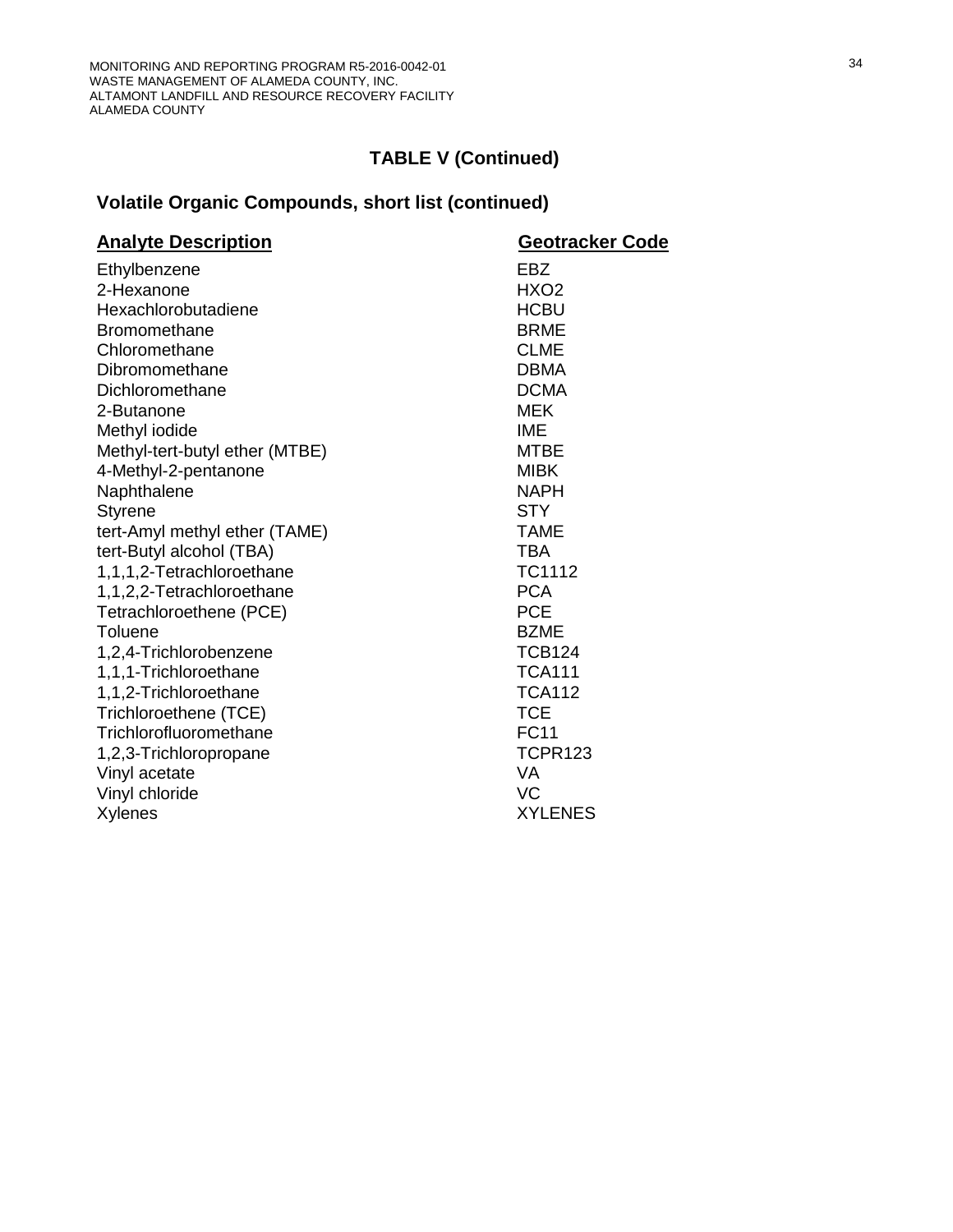## TABLE V (Continued)

### Volatile Organic Compounds, short list (continued)

| Analyte Description | Geotracker Code |
|---|---|
| Ethylbenzene | EBZ |
| 2-Hexanone | HXO2 |
| Hexachlorobutadiene | HCBU |
| Bromomethane | BRME |
| Chloromethane | CLME |
| Dibromomethane | DBMA |
| Dichloromethane | DCMA |
| 2-Butanone | MEK |
| Methyl iodide | IME |
| Methyl-tert-butyl ether (MTBE) | MTBE |
| 4-Methyl-2-pentanone | MIBK |
| Naphthalene | NAPH |
| Styrene | STY |
| tert-Amyl methyl ether (TAME) | TAME |
| tert-Butyl alcohol (TBA) | TBA |
| 1,1,1,2-Tetrachloroethane | TC1112 |
| 1,1,2,2-Tetrachloroethane | PCA |
| Tetrachloroethene (PCE) | PCE |
| Toluene | BZME |
| 1,2,4-Trichlorobenzene | TCB124 |
| 1,1,1-Trichloroethane | TCA111 |
| 1,1,2-Trichloroethane | TCA112 |
| Trichloroethene (TCE) | TCE |
| Trichlorofluoromethane | FC11 |
| 1,2,3-Trichloropropane | TCPR123 |
| Vinyl acetate | VA |
| Vinyl chloride | VC |
| Xylenes | XYLENES |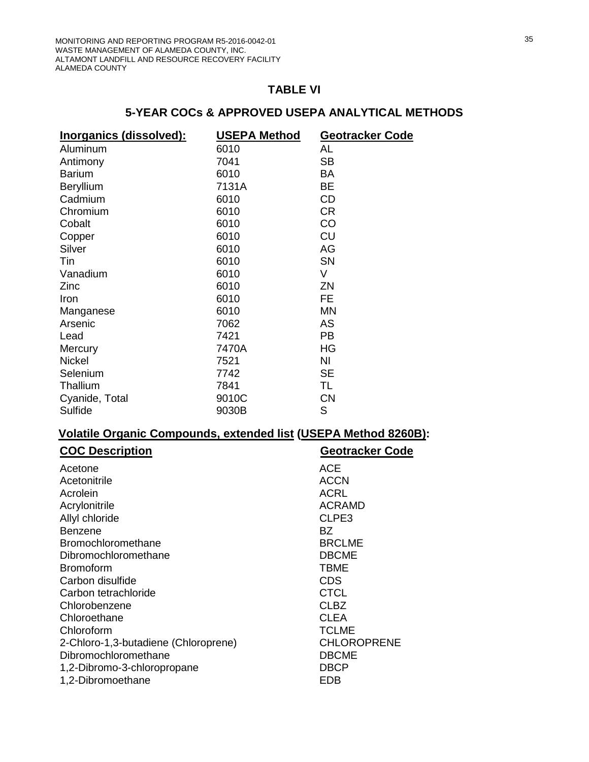## TABLE VI

## 5-YEAR COCs & APPROVED USEPA ANALYTICAL METHODS

| Inorganics (dissolved): | USEPA Method | Geotracker Code |
|---|---|---|
| Aluminum | 6010 | AL |
| Antimony | 7041 | SB |
| Barium | 6010 | BA |
| Beryllium | 7131A | BE |
| Cadmium | 6010 | CD |
| Chromium | 6010 | CR |
| Cobalt | 6010 | CO |
| Copper | 6010 | CU |
| Silver | 6010 | AG |
| Tin | 6010 | SN |
| Vanadium | 6010 | V |
| Zinc | 6010 | ZN |
| Iron | 6010 | FE |
| Manganese | 6010 | MN |
| Arsenic | 7062 | AS |
| Lead | 7421 | PB |
| Mercury | 7470A | HG |
| Nickel | 7521 | NI |
| Selenium | 7742 | SE |
| Thallium | 7841 | TL |
| Cyanide, Total | 9010C | CN |
| Sulfide | 9030B | S |

**Volatile Organic Compounds, extended list (USEPA Method 8260B):**

| COC Description | Geotracker Code |
|---|---|
| Acetone | ACE |
| Acetonitrile | ACCN |
| Acrolein | ACRL |
| Acrylonitrile | ACRAMD |
| Allyl chloride | CLPE3 |
| Benzene | BZ |
| Bromochloromethane | BRCLME |
| Dibromochloromethane | DBCME |
| Bromoform | TBME |
| Carbon disulfide | CDS |
| Carbon tetrachloride | CTCL |
| Chlorobenzene | CLBZ |
| Chloroethane | CLEA |
| Chloroform | TCLME |
| 2-Chloro-1,3-butadiene (Chloroprene) | CHLOROPRENE |
| Dibromochloromethane | DBCME |
| 1,2-Dibromo-3-chloropropane | DBCP |
| 1,2-Dibromoethane | EDB |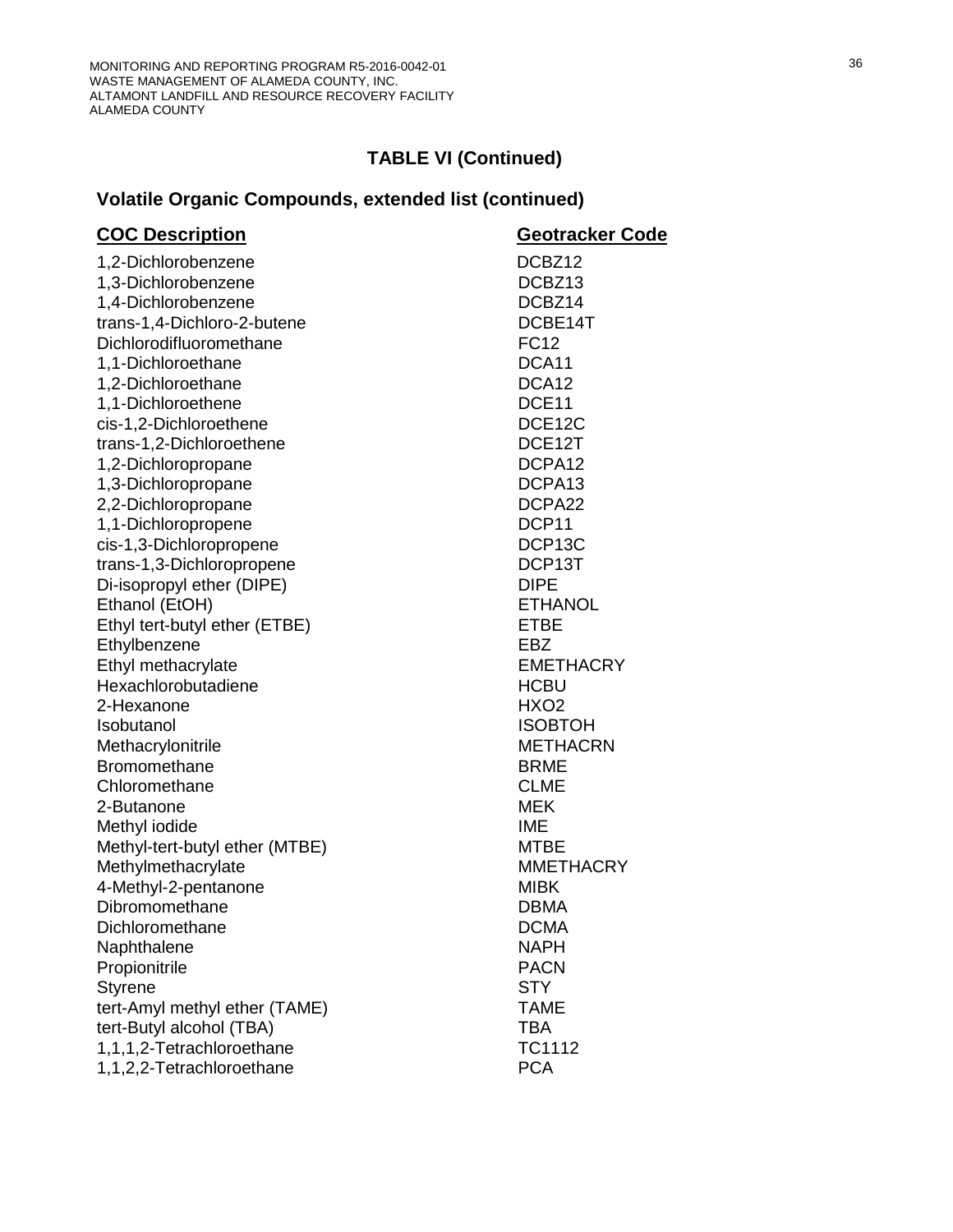## TABLE VI (Continued)

### Volatile Organic Compounds, extended list (continued)

| COC Description | Geotracker Code |
|---|---|
| 1,2-Dichlorobenzene | DCBZ12 |
| 1,3-Dichlorobenzene | DCBZ13 |
| 1,4-Dichlorobenzene | DCBZ14 |
| trans-1,4-Dichloro-2-butene | DCBE14T |
| Dichlorodifluoromethane | FC12 |
| 1,1-Dichloroethane | DCA11 |
| 1,2-Dichloroethane | DCA12 |
| 1,1-Dichloroethene | DCE11 |
| cis-1,2-Dichloroethene | DCE12C |
| trans-1,2-Dichloroethene | DCE12T |
| 1,2-Dichloropropane | DCPA12 |
| 1,3-Dichloropropane | DCPA13 |
| 2,2-Dichloropropane | DCPA22 |
| 1,1-Dichloropropene | DCP11 |
| cis-1,3-Dichloropropene | DCP13C |
| trans-1,3-Dichloropropene | DCP13T |
| Di-isopropyl ether (DIPE) | DIPE |
| Ethanol (EtOH) | ETHANOL |
| Ethyl tert-butyl ether (ETBE) | ETBE |
| Ethylbenzene | EBZ |
| Ethyl methacrylate | EMETHACRY |
| Hexachlorobutadiene | HCBU |
| 2-Hexanone | HXO2 |
| Isobutanol | ISOBTOH |
| Methacrylonitrile | METHACRN |
| Bromomethane | BRME |
| Chloromethane | CLME |
| 2-Butanone | MEK |
| Methyl iodide | IME |
| Methyl-tert-butyl ether (MTBE) | MTBE |
| Methylmethacrylate | MMETHACRY |
| 4-Methyl-2-pentanone | MIBK |
| Dibromomethane | DBMA |
| Dichloromethane | DCMA |
| Naphthalene | NAPH |
| Propionitrile | PACN |
| Styrene | STY |
| tert-Amyl methyl ether (TAME) | TAME |
| tert-Butyl alcohol (TBA) | TBA |
| 1,1,1,2-Tetrachloroethane | TC1112 |
| 1,1,2,2-Tetrachloroethane | PCA |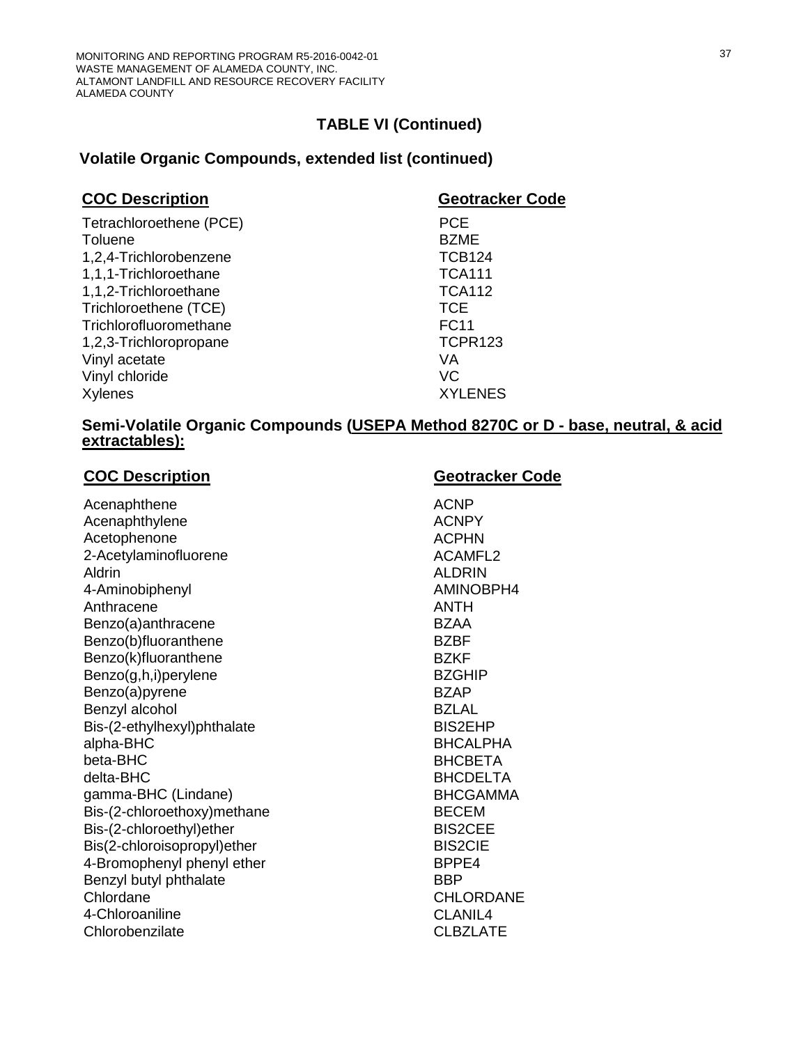## TABLE VI (Continued)

### Volatile Organic Compounds, extended list (continued)

| COC Description | Geotracker Code |
|---|---|
| Tetrachloroethene (PCE) | PCE |
| Toluene | BZME |
| 1,2,4-Trichlorobenzene | TCB124 |
| 1,1,1-Trichloroethane | TCA111 |
| 1,1,2-Trichloroethane | TCA112 |
| Trichloroethene (TCE) | TCE |
| Trichlorofluoromethane | FC11 |
| 1,2,3-Trichloropropane | TCPR123 |
| Vinyl acetate | VA |
| Vinyl chloride | VC |
| Xylenes | XYLENES |

### Semi-Volatile Organic Compounds (USEPA Method 8270C or D - base, neutral, & acid extractables):

| COC Description | Geotracker Code |
|---|---|
| Acenaphthene | ACNP |
| Acenaphthylene | ACNPY |
| Acetophenone | ACPHN |
| 2-Acetylaminofluorene | ACAMFL2 |
| Aldrin | ALDRIN |
| 4-Aminobiphenyl | AMINOBPH4 |
| Anthracene | ANTH |
| Benzo(a)anthracene | BZAA |
| Benzo(b)fluoranthene | BZBF |
| Benzo(k)fluoranthene | BZKF |
| Benzo(g,h,i)perylene | BZGHIP |
| Benzo(a)pyrene | BZAP |
| Benzyl alcohol | BZLAL |
| Bis-(2-ethylhexyl)phthalate | BIS2EHP |
| alpha-BHC | BHCALPHA |
| beta-BHC | BHCBETA |
| delta-BHC | BHCDELTA |
| gamma-BHC (Lindane) | BHCGAMMA |
| Bis-(2-chloroethoxy)methane | BECEM |
| Bis-(2-chloroethyl)ether | BIS2CEE |
| Bis(2-chloroisopropyl)ether | BIS2CIE |
| 4-Bromophenyl phenyl ether | BPPE4 |
| Benzyl butyl phthalate | BBP |
| Chlordane | CHLORDANE |
| 4-Chloroaniline | CLANIL4 |
| Chlorobenzilate | CLBZLATE |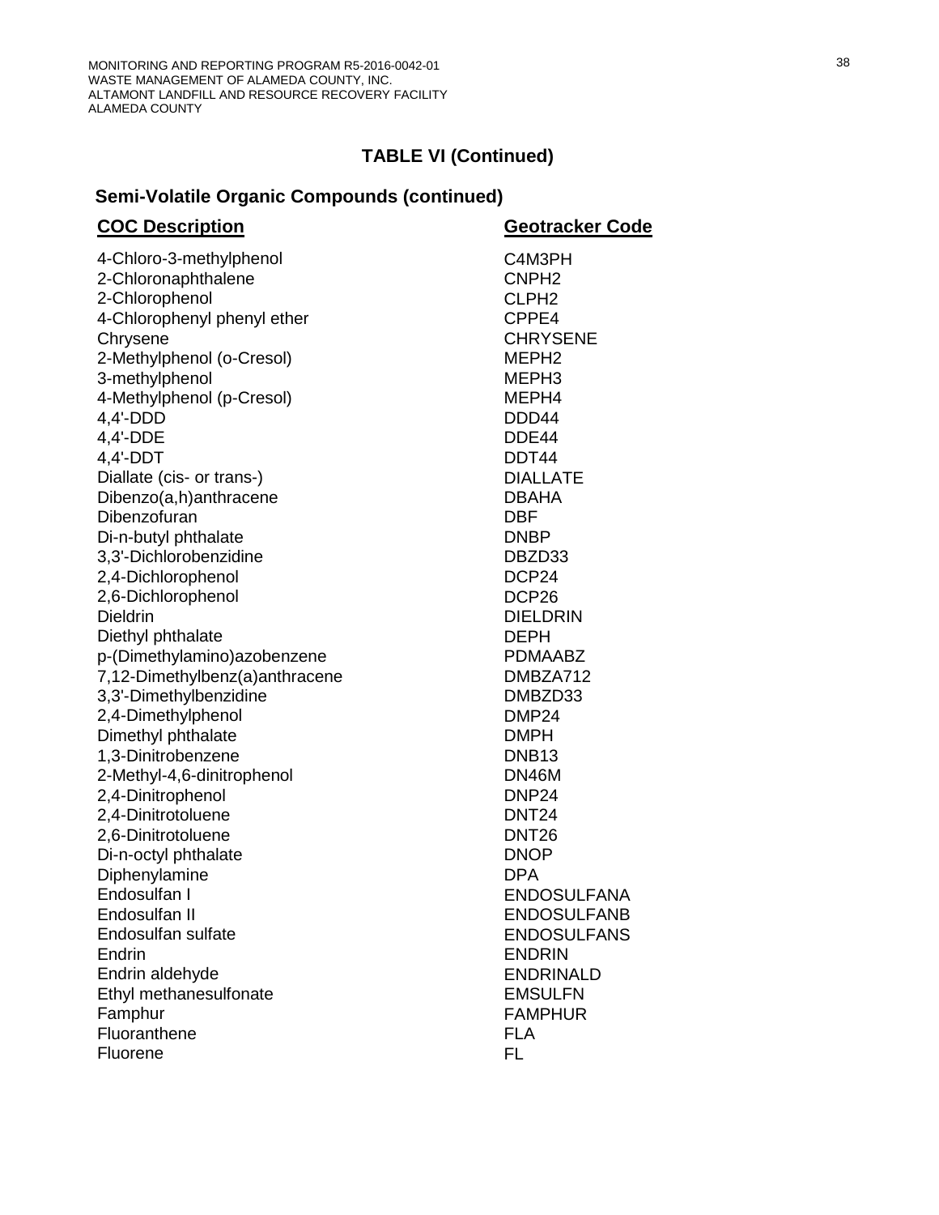## TABLE VI (Continued)

### Semi-Volatile Organic Compounds (continued)

| COC Description | Geotracker Code |
|---|---|
| 4-Chloro-3-methylphenol | C4M3PH |
| 2-Chloronaphthalene | CNPH2 |
| 2-Chlorophenol | CLPH2 |
| 4-Chlorophenyl phenyl ether | CPPE4 |
| Chrysene | CHRYSENE |
| 2-Methylphenol (o-Cresol) | MEPH2 |
| 3-methylphenol | MEPH3 |
| 4-Methylphenol (p-Cresol) | MEPH4 |
| 4,4'-DDD | DDD44 |
| 4,4'-DDE | DDE44 |
| 4,4'-DDT | DDT44 |
| Diallate (cis- or trans-) | DIALLATE |
| Dibenzo(a,h)anthracene | DBAHA |
| Dibenzofuran | DBF |
| Di-n-butyl phthalate | DNBP |
| 3,3'-Dichlorobenzidine | DBZD33 |
| 2,4-Dichlorophenol | DCP24 |
| 2,6-Dichlorophenol | DCP26 |
| Dieldrin | DIELDRIN |
| Diethyl phthalate | DEPH |
| p-(Dimethylamino)azobenzene | PDMAABZ |
| 7,12-Dimethylbenz(a)anthracene | DMBZA712 |
| 3,3'-Dimethylbenzidine | DMBZD33 |
| 2,4-Dimethylphenol | DMP24 |
| Dimethyl phthalate | DMPH |
| 1,3-Dinitrobenzene | DNB13 |
| 2-Methyl-4,6-dinitrophenol | DN46M |
| 2,4-Dinitrophenol | DNP24 |
| 2,4-Dinitrotoluene | DNT24 |
| 2,6-Dinitrotoluene | DNT26 |
| Di-n-octyl phthalate | DNOP |
| Diphenylamine | DPA |
| Endosulfan I | ENDOSULFANA |
| Endosulfan II | ENDOSULFANB |
| Endosulfan sulfate | ENDOSULFANS |
| Endrin | ENDRIN |
| Endrin aldehyde | ENDRINALD |
| Ethyl methanesulfonate | EMSULFN |
| Famphur | FAMPHUR |
| Fluoranthene | FLA |
| Fluorene | FL |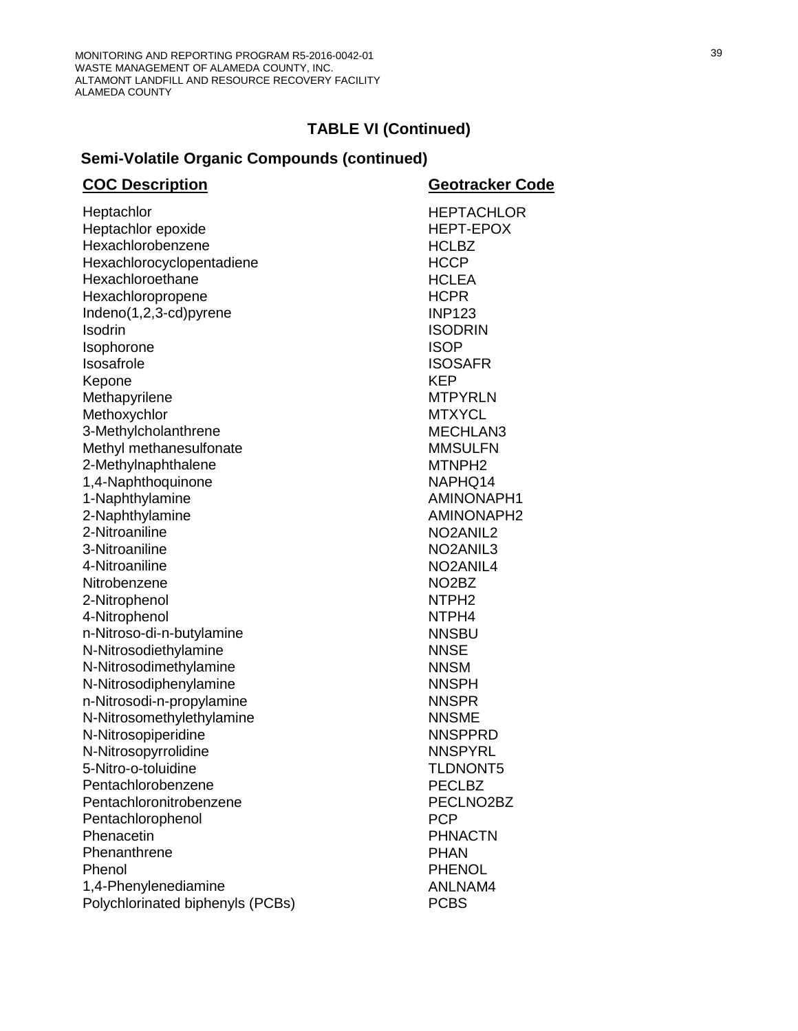## TABLE VI (Continued)

### Semi-Volatile Organic Compounds (continued)

| COC Description | Geotracker Code |
|---|---|
| Heptachlor | HEPTACHLOR |
| Heptachlor epoxide | HEPT-EPOX |
| Hexachlorobenzene | HCLBZ |
| Hexachlorocyclopentadiene | HCCP |
| Hexachloroethane | HCLEA |
| Hexachloropropene | HCPR |
| Indeno(1,2,3-cd)pyrene | INP123 |
| Isodrin | ISODRIN |
| Isophorone | ISOP |
| Isosafrole | ISOSAFR |
| Kepone | KEP |
| Methapyrilene | MTPYRLN |
| Methoxychlor | MTXYCL |
| 3-Methylcholanthrene | MECHLAN3 |
| Methyl methanesulfonate | MMSULFN |
| 2-Methylnaphthalene | MTNPH2 |
| 1,4-Naphthoquinone | NAPHQ14 |
| 1-Naphthylamine | AMINONAPH1 |
| 2-Naphthylamine | AMINONAPH2 |
| 2-Nitroaniline | NO2ANIL2 |
| 3-Nitroaniline | NO2ANIL3 |
| 4-Nitroaniline | NO2ANIL4 |
| Nitrobenzene | NO2BZ |
| 2-Nitrophenol | NTPH2 |
| 4-Nitrophenol | NTPH4 |
| n-Nitroso-di-n-butylamine | NNSBU |
| N-Nitrosodiethylamine | NNSE |
| N-Nitrosodimethylamine | NNSM |
| N-Nitrosodiphenylamine | NNSPH |
| n-Nitrosodi-n-propylamine | NNSPR |
| N-Nitrosomethylethylamine | NNSME |
| N-Nitrosopiperidine | NNSPPRD |
| N-Nitrosopyrrolidine | NNSPYRL |
| 5-Nitro-o-toluidine | TLDNONT5 |
| Pentachlorobenzene | PECLBZ |
| Pentachloronitrobenzene | PECLNO2BZ |
| Pentachlorophenol | PCP |
| Phenacetin | PHNACTN |
| Phenanthrene | PHAN |
| Phenol | PHENOL |
| 1,4-Phenylenediamine | ANLNAM4 |
| Polychlorinated biphenyls (PCBs) | PCBS |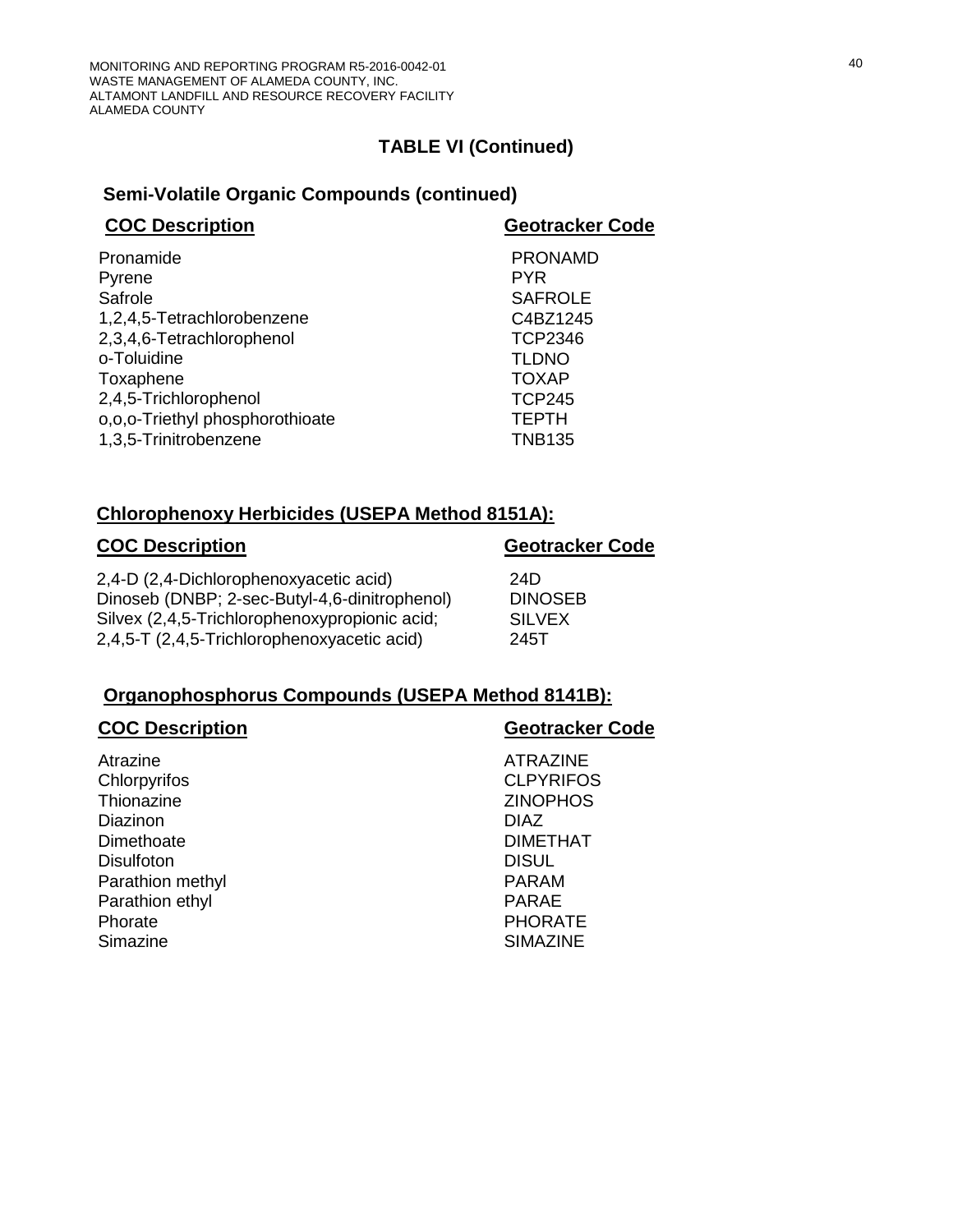## TABLE VI (Continued)

### Semi-Volatile Organic Compounds (continued)

| COC Description | Geotracker Code |
|---|---|
| Pronamide | PRONAMD |
| Pyrene | PYR |
| Safrole | SAFROLE |
| 1,2,4,5-Tetrachlorobenzene | C4BZ1245 |
| 2,3,4,6-Tetrachlorophenol | TCP2346 |
| o-Toluidine | TLDNO |
| Toxaphene | TOXAP |
| 2,4,5-Trichlorophenol | TCP245 |
| o,o,o-Triethyl phosphorothioate | TEPTH |
| 1,3,5-Trinitrobenzene | TNB135 |

### Chlorophenoxy Herbicides (USEPA Method 8151A):

| COC Description | Geotracker Code |
|---|---|
| 2,4-D (2,4-Dichlorophenoxyacetic acid) | 24D |
| Dinoseb (DNBP; 2-sec-Butyl-4,6-dinitrophenol) | DINOSEB |
| Silvex (2,4,5-Trichlorophenoxypropionic acid; | SILVEX |
| 2,4,5-T (2,4,5-Trichlorophenoxyacetic acid) | 245T |

### Organophosphorus Compounds (USEPA Method 8141B):

| COC Description | Geotracker Code |
|---|---|
| Atrazine | ATRAZINE |
| Chlorpyrifos | CLPYRIFOS |
| Thionazine | ZINOPHOS |
| Diazinon | DIAZ |
| Dimethoate | DIMETHAT |
| Disulfoton | DISUL |
| Parathion methyl | PARAM |
| Parathion ethyl | PARAE |
| Phorate | PHORATE |
| Simazine | SIMAZINE |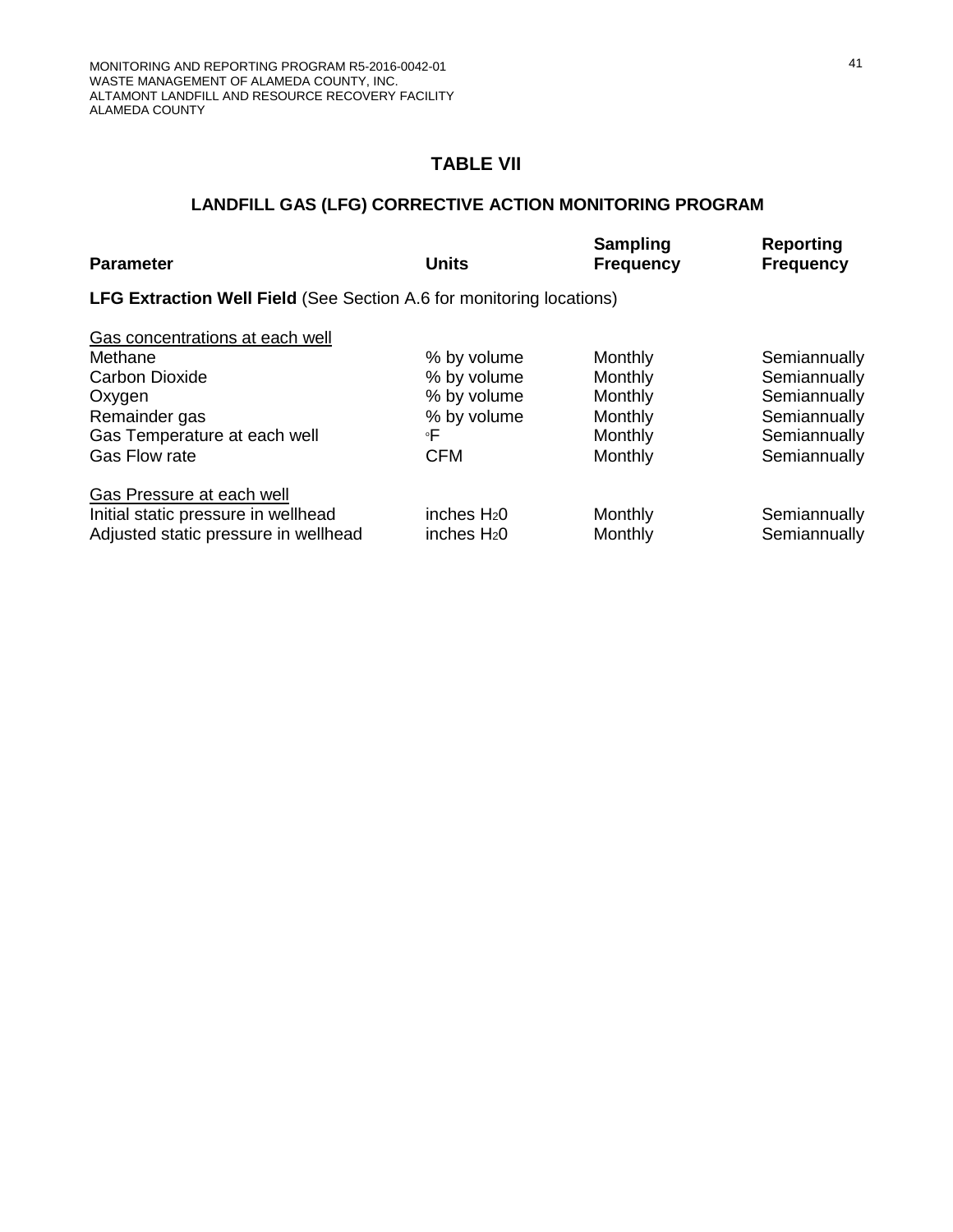## TABLE VII

### LANDFILL GAS (LFG) CORRECTIVE ACTION MONITORING PROGRAM

| Parameter | Units | Sampling Frequency | Reporting Frequency |
|---|---|---|---|
| **LFG Extraction Well Field** (See Section A.6 for monitoring locations) | | | |
| <u>Gas concentrations at each well</u> | | | |
| Methane | % by volume | Monthly | Semiannually |
| Carbon Dioxide | % by volume | Monthly | Semiannually |
| Oxygen | % by volume | Monthly | Semiannually |
| Remainder gas | % by volume | Monthly | Semiannually |
| Gas Temperature at each well | °F | Monthly | Semiannually |
| Gas Flow rate | CFM | Monthly | Semiannually |
| <u>Gas Pressure at each well</u> | | | |
| Initial static pressure in wellhead | inches $H_20$ | Monthly | Semiannually |
| Adjusted static pressure in wellhead | inches $H_20$ | Monthly | Semiannually |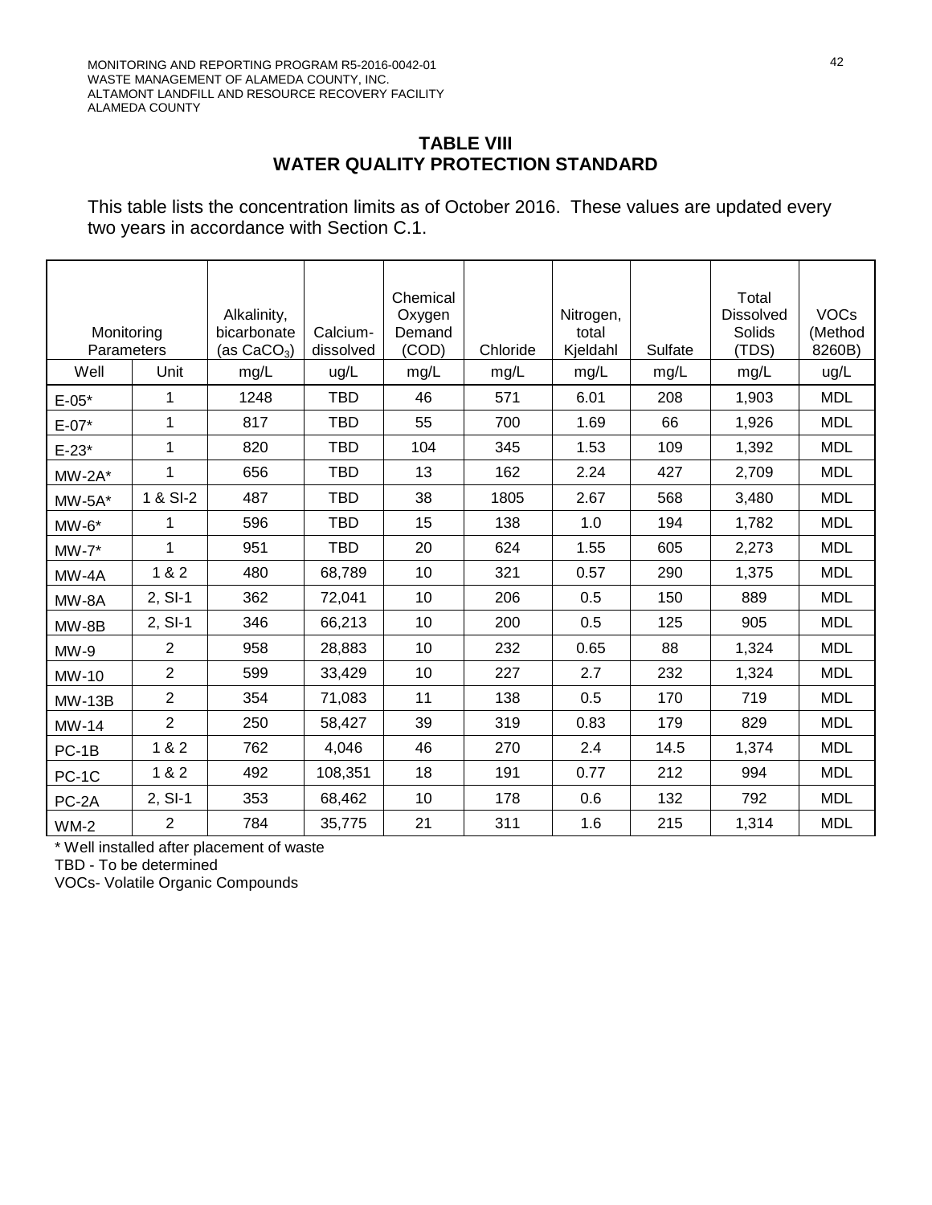## TABLE VIII
## WATER QUALITY PROTECTION STANDARD

This table lists the concentration limits as of October 2016. These values are updated every two years in accordance with Section C.1.

| Monitoring Parameters | | Alkalinity, bicarbonate (as $CaCO_3$) | Calcium-dissolved | Chemical Oxygen Demand (COD) | Chloride | Nitrogen, total Kjeldahl | Sulfate | Total Dissolved Solids (TDS) | VOCs (Method 8260B) |
|---|---|---|---|---|---|---|---|---|---|
| Well | Unit | mg/L | ug/L | mg/L | mg/L | mg/L | mg/L | mg/L | ug/L |
| E-05* | 1 | 1248 | TBD | 46 | 571 | 6.01 | 208 | 1,903 | MDL |
| E-07* | 1 | 817 | TBD | 55 | 700 | 1.69 | 66 | 1,926 | MDL |
| E-23* | 1 | 820 | TBD | 104 | 345 | 1.53 | 109 | 1,392 | MDL |
| MW-2A* | 1 | 656 | TBD | 13 | 162 | 2.24 | 427 | 2,709 | MDL |
| MW-5A* | 1 & SI-2 | 487 | TBD | 38 | 1805 | 2.67 | 568 | 3,480 | MDL |
| MW-6* | 1 | 596 | TBD | 15 | 138 | 1.0 | 194 | 1,782 | MDL |
| MW-7* | 1 | 951 | TBD | 20 | 624 | 1.55 | 605 | 2,273 | MDL |
| MW-4A | 1 & 2 | 480 | 68,789 | 10 | 321 | 0.57 | 290 | 1,375 | MDL |
| MW-8A | 2, SI-1 | 362 | 72,041 | 10 | 206 | 0.5 | 150 | 889 | MDL |
| MW-8B | 2, SI-1 | 346 | 66,213 | 10 | 200 | 0.5 | 125 | 905 | MDL |
| MW-9 | 2 | 958 | 28,883 | 10 | 232 | 0.65 | 88 | 1,324 | MDL |
| MW-10 | 2 | 599 | 33,429 | 10 | 227 | 2.7 | 232 | 1,324 | MDL |
| MW-13B | 2 | 354 | 71,083 | 11 | 138 | 0.5 | 170 | 719 | MDL |
| MW-14 | 2 | 250 | 58,427 | 39 | 319 | 0.83 | 179 | 829 | MDL |
| PC-1B | 1 & 2 | 762 | 4,046 | 46 | 270 | 2.4 | 14.5 | 1,374 | MDL |
| PC-1C | 1 & 2 | 492 | 108,351 | 18 | 191 | 0.77 | 212 | 994 | MDL |
| PC-2A | 2, SI-1 | 353 | 68,462 | 10 | 178 | 0.6 | 132 | 792 | MDL |
| WM-2 | 2 | 784 | 35,775 | 21 | 311 | 1.6 | 215 | 1,314 | MDL |

\* Well installed after placement of waste

TBD - To be determined

VOCs- Volatile Organic Compounds